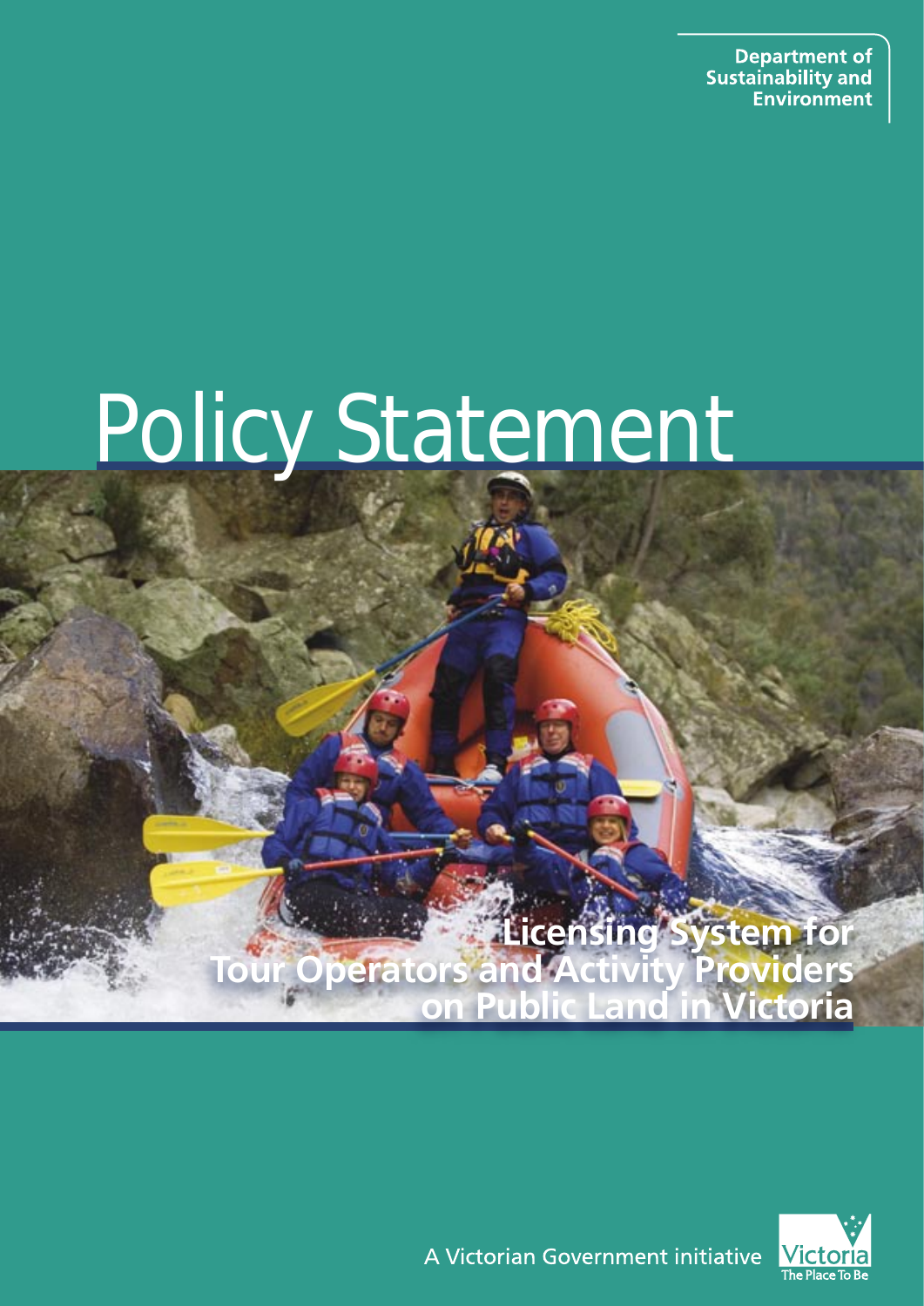Department of Sustainability and Environment

# Policy Statement

## Licensing System for Tour Operators and Activity Providers on Public Land in Victoria

A Victorian Government initiative

Victoria
The Place To Be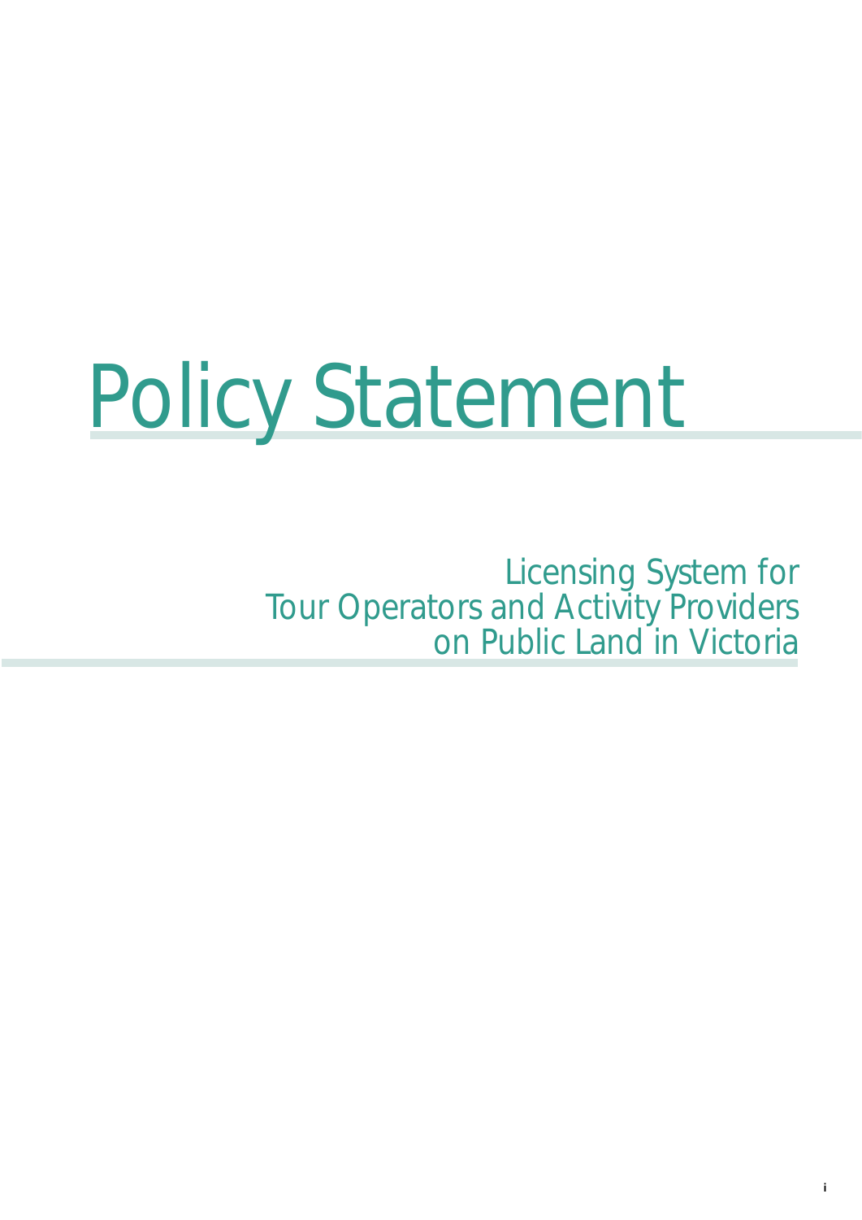# Policy Statement

Licensing System for
Tour Operators and Activity Providers
on Public Land in Victoria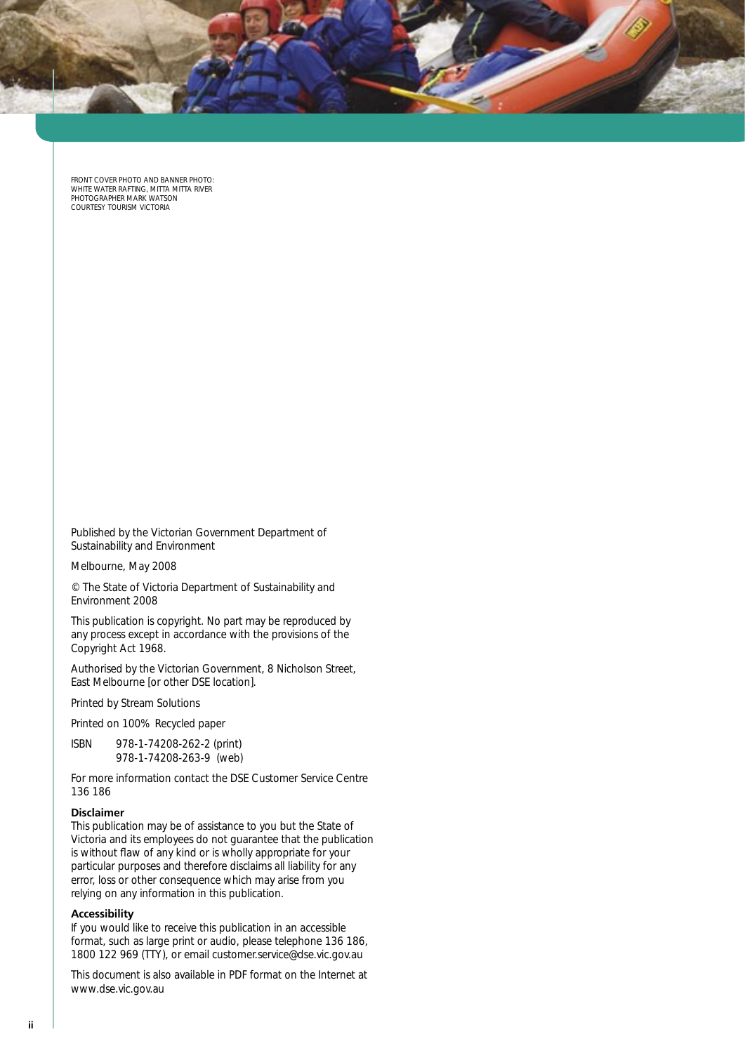FRONT COVER PHOTO AND BANNER PHOTO:
WHITE WATER RAFTING, MITTA MITTA RIVER
PHOTOGRAPHER MARK WATSON
COURTESY TOURISM VICTORIA

Published by the Victorian Government Department of Sustainability and Environment

Melbourne, May 2008

© The State of Victoria Department of Sustainability and Environment 2008

This publication is copyright. No part may be reproduced by any process except in accordance with the provisions of the Copyright Act 1968.

Authorised by the Victorian Government, 8 Nicholson Street, East Melbourne [or other DSE location].

Printed by Stream Solutions

Printed on 100% Recycled paper

ISBN 978-1-74208-262-2 (print)
978-1-74208-263-9 (web)

For more information contact the DSE Customer Service Centre 136 186

**Disclaimer**
This publication may be of assistance to you but the State of Victoria and its employees do not guarantee that the publication is without flaw of any kind or is wholly appropriate for your particular purposes and therefore disclaims all liability for any error, loss or other consequence which may arise from you relying on any information in this publication.

**Accessibility**
If you would like to receive this publication in an accessible format, such as large print or audio, please telephone 136 186, 1800 122 969 (TTY), or email customer.service@dse.vic.gov.au

This document is also available in PDF format on the Internet at www.dse.vic.gov.au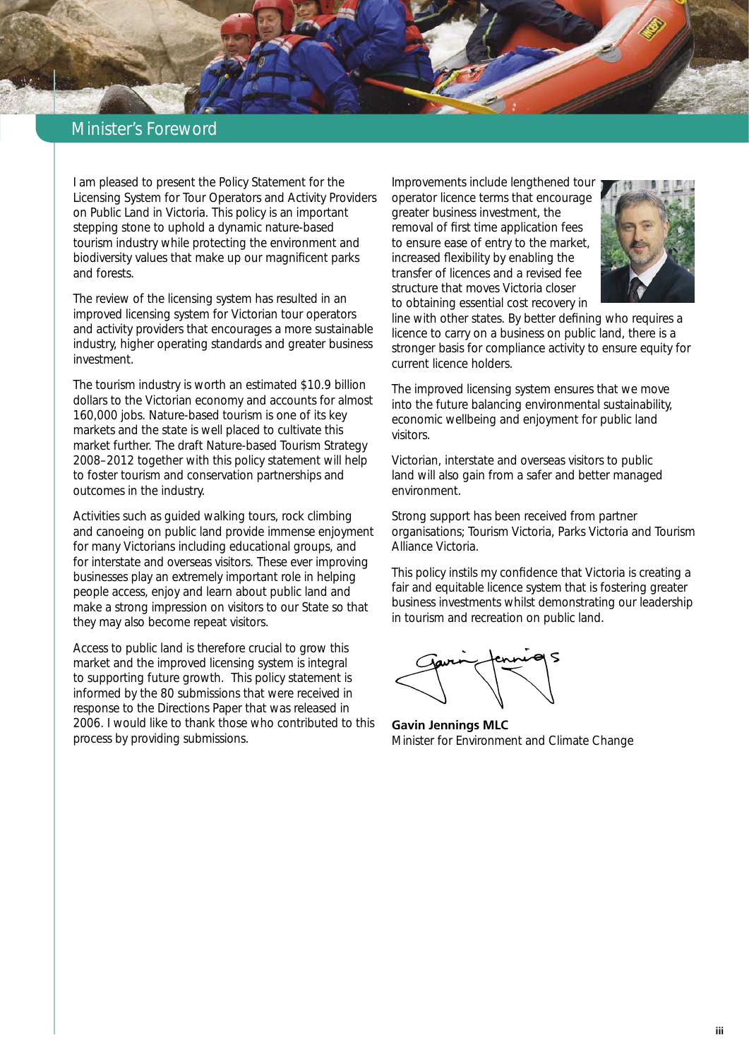# Minister's Foreword

I am pleased to present the Policy Statement for the Licensing System for Tour Operators and Activity Providers on Public Land in Victoria. This policy is an important stepping stone to uphold a dynamic nature-based tourism industry while protecting the environment and biodiversity values that make up our magnificent parks and forests.

The review of the licensing system has resulted in an improved licensing system for Victorian tour operators and activity providers that encourages a more sustainable industry, higher operating standards and greater business investment.

The tourism industry is worth an estimated $10.9 billion dollars to the Victorian economy and accounts for almost 160,000 jobs. Nature-based tourism is one of its key markets and the state is well placed to cultivate this market further. The draft Nature-based Tourism Strategy 2008–2012 together with this policy statement will help to foster tourism and conservation partnerships and outcomes in the industry.

Activities such as guided walking tours, rock climbing and canoeing on public land provide immense enjoyment for many Victorians including educational groups, and for interstate and overseas visitors. These ever improving businesses play an extremely important role in helping people access, enjoy and learn about public land and make a strong impression on visitors to our State so that they may also become repeat visitors.

Access to public land is therefore crucial to grow this market and the improved licensing system is integral to supporting future growth. This policy statement is informed by the 80 submissions that were received in response to the Directions Paper that was released in 2006. I would like to thank those who contributed to this process by providing submissions.

Improvements include lengthened tour operator licence terms that encourage greater business investment, the removal of first time application fees to ensure ease of entry to the market, increased flexibility by enabling the transfer of licences and a revised fee structure that moves Victoria closer to obtaining essential cost recovery in line with other states. By better defining who requires a licence to carry on a business on public land, there is a stronger basis for compliance activity to ensure equity for current licence holders.

The improved licensing system ensures that we move into the future balancing environmental sustainability, economic wellbeing and enjoyment for public land visitors.

Victorian, interstate and overseas visitors to public land will also gain from a safer and better managed environment.

Strong support has been received from partner organisations; Tourism Victoria, Parks Victoria and Tourism Alliance Victoria.

This policy instils my confidence that Victoria is creating a fair and equitable licence system that is fostering greater business investments whilst demonstrating our leadership in tourism and recreation on public land.

**Gavin Jennings MLC**
Minister for Environment and Climate Change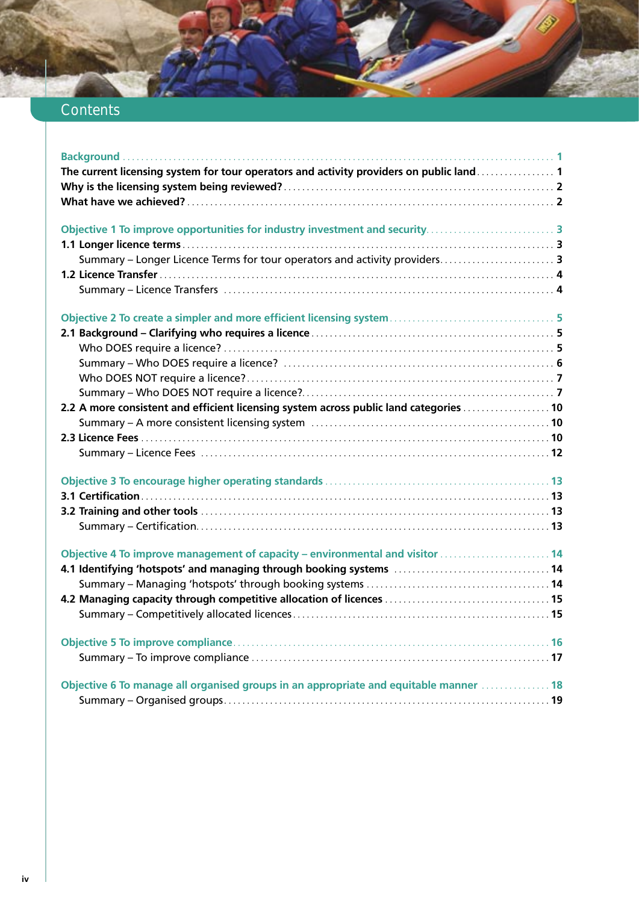# Contents

Background ..... 1

**The current licensing system for tour operators and activity providers on public land** ..... 1

**Why is the licensing system being reviewed?** ..... 2

**What have we achieved?** ..... 2

Objective 1 To improve opportunities for industry investment and security ..... 3

**1.1 Longer licence terms** ..... 3

Summary – Longer Licence Terms for tour operators and activity providers ..... 3

**1.2 Licence Transfer** ..... 4

Summary – Licence Transfers ..... 4

Objective 2 To create a simpler and more efficient licensing system ..... 5

**2.1 Background – Clarifying who requires a licence** ..... 5

Who DOES require a licence? ..... 5

Summary – Who DOES require a licence? ..... 6

Who DOES NOT require a licence? ..... 7

Summary – Who DOES NOT require a licence? ..... 7

**2.2 A more consistent and efficient licensing system across public land categories** ..... 10

Summary – A more consistent licensing system ..... 10

**2.3 Licence Fees** ..... 10

Summary – Licence Fees ..... 12

Objective 3 To encourage higher operating standards ..... 13

**3.1 Certification** ..... 13

**3.2 Training and other tools** ..... 13

Summary – Certification ..... 13

Objective 4 To improve management of capacity – environmental and visitor ..... 14

**4.1 Identifying 'hotspots' and managing through booking systems** ..... 14

Summary – Managing 'hotspots' through booking systems ..... 14

**4.2 Managing capacity through competitive allocation of licences** ..... 15

Summary – Competitively allocated licences ..... 15

Objective 5 To improve compliance ..... 16

Summary – To improve compliance ..... 17

Objective 6 To manage all organised groups in an appropriate and equitable manner ..... 18

Summary – Organised groups ..... 19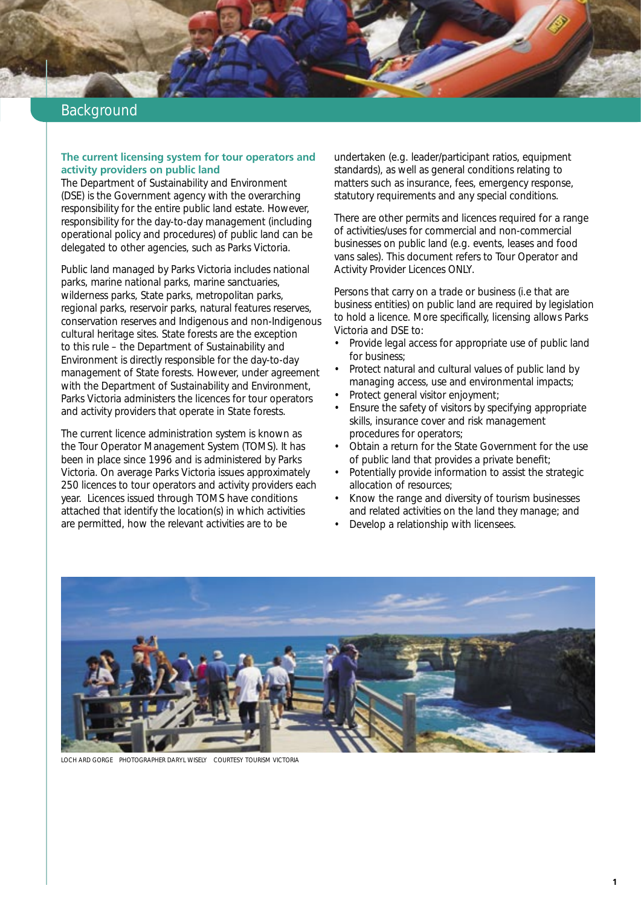# Background

## The current licensing system for tour operators and activity providers on public land

The Department of Sustainability and Environment (DSE) is the Government agency with the overarching responsibility for the entire public land estate. However, responsibility for the day-to-day management (including operational policy and procedures) of public land can be delegated to other agencies, such as Parks Victoria.

Public land managed by Parks Victoria includes national parks, marine national parks, marine sanctuaries, wilderness parks, State parks, metropolitan parks, regional parks, reservoir parks, natural features reserves, conservation reserves and Indigenous and non-Indigenous cultural heritage sites. State forests are the exception to this rule – the Department of Sustainability and Environment is directly responsible for the day-to-day management of State forests. However, under agreement with the Department of Sustainability and Environment, Parks Victoria administers the licences for tour operators and activity providers that operate in State forests.

The current licence administration system is known as the Tour Operator Management System (TOMS). It has been in place since 1996 and is administered by Parks Victoria. On average Parks Victoria issues approximately 250 licences to tour operators and activity providers each year. Licences issued through TOMS have conditions attached that identify the location(s) in which activities are permitted, how the relevant activities are to be undertaken (e.g. leader/participant ratios, equipment standards), as well as general conditions relating to matters such as insurance, fees, emergency response, statutory requirements and any special conditions.

There are other permits and licences required for a range of activities/uses for commercial and non-commercial businesses on public land (e.g. events, leases and food vans sales). This document refers to Tour Operator and Activity Provider Licences ONLY.

Persons that carry on a trade or business (i.e that are business entities) on public land are required by legislation to hold a licence. More specifically, licensing allows Parks Victoria and DSE to:

- Provide legal access for appropriate use of public land for business;
- Protect natural and cultural values of public land by managing access, use and environmental impacts;
- Protect general visitor enjoyment;
- Ensure the safety of visitors by specifying appropriate skills, insurance cover and risk management procedures for operators;
- Obtain a return for the State Government for the use of public land that provides a private benefit;
- Potentially provide information to assist the strategic allocation of resources;
- Know the range and diversity of tourism businesses and related activities on the land they manage; and
- Develop a relationship with licensees.

LOCH ARD GORGE PHOTOGRAPHER DARYL WISELY COURTESY TOURISM VICTORIA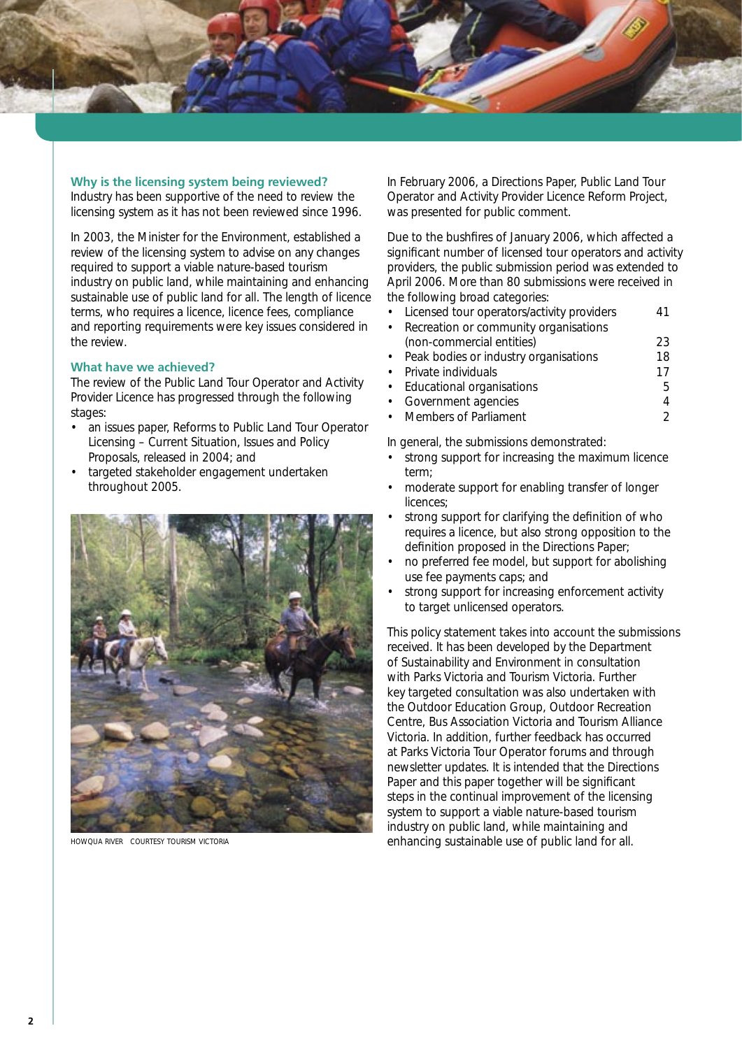### Why is the licensing system being reviewed?

Industry has been supportive of the need to review the licensing system as it has not been reviewed since 1996.

In 2003, the Minister for the Environment, established a review of the licensing system to advise on any changes required to support a viable nature-based tourism industry on public land, while maintaining and enhancing sustainable use of public land for all. The length of licence terms, who requires a licence, licence fees, compliance and reporting requirements were key issues considered in the review.

### What have we achieved?

The review of the Public Land Tour Operator and Activity Provider Licence has progressed through the following stages:

- an issues paper, Reforms to Public Land Tour Operator Licensing – Current Situation, Issues and Policy Proposals, released in 2004; and
- targeted stakeholder engagement undertaken throughout 2005.

HOWQUA RIVER COURTESY TOURISM VICTORIA

In February 2006, a Directions Paper, Public Land Tour Operator and Activity Provider Licence Reform Project, was presented for public comment.

Due to the bushfires of January 2006, which affected a significant number of licensed tour operators and activity providers, the public submission period was extended to April 2006. More than 80 submissions were received in the following broad categories:

| Category | Number |
| --- | --- |
| Licensed tour operators/activity providers | 41 |
| Recreation or community organisations (non-commercial entities) | 23 |
| Peak bodies or industry organisations | 18 |
| Private individuals | 17 |
| Educational organisations | 5 |
| Government agencies | 4 |
| Members of Parliament | 2 |

In general, the submissions demonstrated:

- strong support for increasing the maximum licence term;
- moderate support for enabling transfer of longer licences;
- strong support for clarifying the definition of who requires a licence, but also strong opposition to the definition proposed in the Directions Paper;
- no preferred fee model, but support for abolishing use fee payments caps; and
- strong support for increasing enforcement activity to target unlicensed operators.

This policy statement takes into account the submissions received. It has been developed by the Department of Sustainability and Environment in consultation with Parks Victoria and Tourism Victoria. Further key targeted consultation was also undertaken with the Outdoor Education Group, Outdoor Recreation Centre, Bus Association Victoria and Tourism Alliance Victoria. In addition, further feedback has occurred at Parks Victoria Tour Operator forums and through newsletter updates. It is intended that the Directions Paper and this paper together will be significant steps in the continual improvement of the licensing system to support a viable nature-based tourism industry on public land, while maintaining and enhancing sustainable use of public land for all.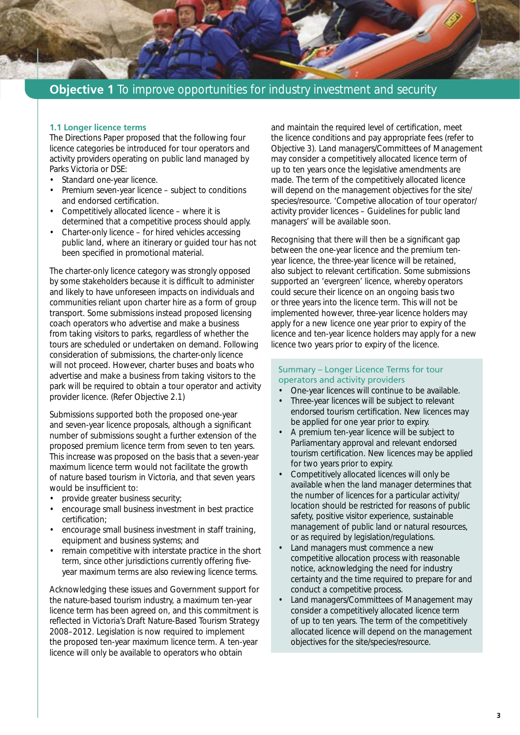## **Objective 1** To improve opportunities for industry investment and security

### 1.1 Longer licence terms

The Directions Paper proposed that the following four licence categories be introduced for tour operators and activity providers operating on public land managed by Parks Victoria or DSE:

- Standard one-year licence.
- Premium seven-year licence – subject to conditions and endorsed certification.
- Competitively allocated licence – where it is determined that a competitive process should apply.
- Charter-only licence – for hired vehicles accessing public land, where an itinerary or guided tour has not been specified in promotional material.

The charter-only licence category was strongly opposed by some stakeholders because it is difficult to administer and likely to have unforeseen impacts on individuals and communities reliant upon charter hire as a form of group transport. Some submissions instead proposed licensing coach operators who advertise and make a business from taking visitors to parks, regardless of whether the tours are scheduled or undertaken on demand. Following consideration of submissions, the charter-only licence will not proceed. However, charter buses and boats who advertise and make a business from taking visitors to the park will be required to obtain a tour operator and activity provider licence. (Refer Objective 2.1)

Submissions supported both the proposed one-year and seven-year licence proposals, although a significant number of submissions sought a further extension of the proposed premium licence term from seven to ten years. This increase was proposed on the basis that a seven-year maximum licence term would not facilitate the growth of nature based tourism in Victoria, and that seven years would be insufficient to:

- provide greater business security;
- encourage small business investment in best practice certification;
- encourage small business investment in staff training, equipment and business systems; and
- remain competitive with interstate practice in the short term, since other jurisdictions currently offering five-year maximum terms are also reviewing licence terms.

Acknowledging these issues and Government support for the nature-based tourism industry, a maximum ten-year licence term has been agreed on, and this commitment is reflected in Victoria's Draft Nature-Based Tourism Strategy 2008–2012. Legislation is now required to implement the proposed ten-year maximum licence term. A ten-year licence will only be available to operators who obtain and maintain the required level of certification, meet the licence conditions and pay appropriate fees (refer to Objective 3). Land managers/Committees of Management may consider a competitively allocated licence term of up to ten years once the legislative amendments are made. The term of the competitively allocated licence will depend on the management objectives for the site/species/resource. 'Competive allocation of tour operator/activity provider licences – Guidelines for public land managers' will be available soon.

Recognising that there will then be a significant gap between the one-year licence and the premium ten-year licence, the three-year licence will be retained, also subject to relevant certification. Some submissions supported an 'evergreen' licence, whereby operators could secure their licence on an ongoing basis two or three years into the licence term. This will not be implemented however, three-year licence holders may apply for a new licence one year prior to expiry of the licence and ten-year licence holders may apply for a new licence two years prior to expiry of the licence.

#### Summary – Longer Licence Terms for tour operators and activity providers

- One-year licences will continue to be available.
- Three-year licences will be subject to relevant endorsed tourism certification. New licences may be applied for one year prior to expiry.
- A premium ten-year licence will be subject to Parliamentary approval and relevant endorsed tourism certification. New licences may be applied for two years prior to expiry.
- Competitively allocated licences will only be available when the land manager determines that the number of licences for a particular activity/location should be restricted for reasons of public safety, positive visitor experience, sustainable management of public land or natural resources, or as required by legislation/regulations.
- Land managers must commence a new competitive allocation process with reasonable notice, acknowledging the need for industry certainty and the time required to prepare for and conduct a competitive process.
- Land managers/Committees of Management may consider a competitively allocated licence term of up to ten years. The term of the competitively allocated licence will depend on the management objectives for the site/species/resource.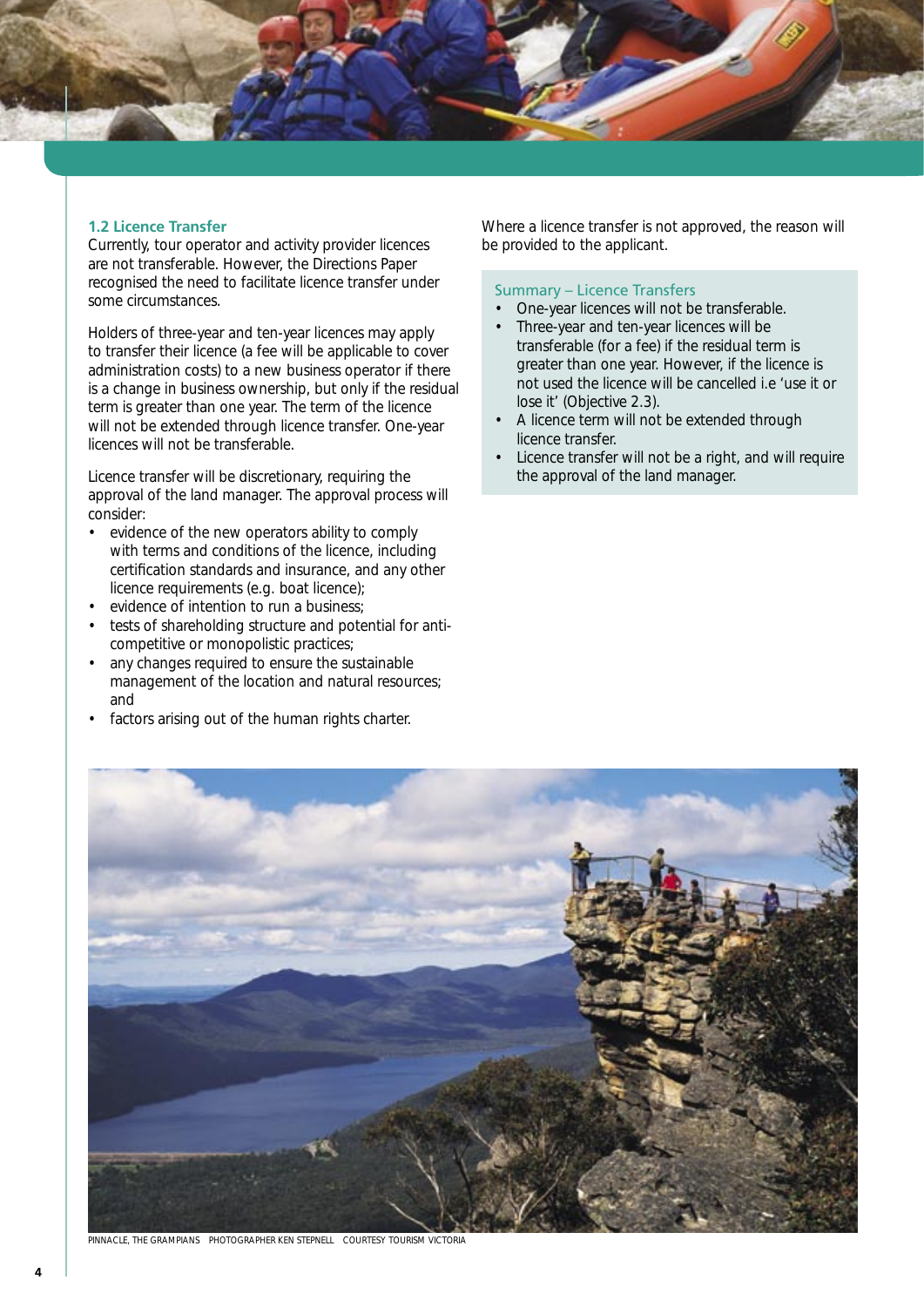### 1.2 Licence Transfer

Currently, tour operator and activity provider licences are not transferable. However, the Directions Paper recognised the need to facilitate licence transfer under some circumstances.

Holders of three-year and ten-year licences may apply to transfer their licence (a fee will be applicable to cover administration costs) to a new business operator if there is a change in business ownership, but only if the residual term is greater than one year. The term of the licence will not be extended through licence transfer. One-year licences will not be transferable.

Licence transfer will be discretionary, requiring the approval of the land manager. The approval process will consider:

- evidence of the new operators ability to comply with terms and conditions of the licence, including certification standards and insurance, and any other licence requirements (e.g. boat licence);
- evidence of intention to run a business;
- tests of shareholding structure and potential for anti-competitive or monopolistic practices;
- any changes required to ensure the sustainable management of the location and natural resources; and
- factors arising out of the human rights charter.

Where a licence transfer is not approved, the reason will be provided to the applicant.

#### Summary – Licence Transfers

- One-year licences will not be transferable.
- Three-year and ten-year licences will be transferable (for a fee) if the residual term is greater than one year. However, if the licence is not used the licence will be cancelled i.e 'use it or lose it' (Objective 2.3).
- A licence term will not be extended through licence transfer.
- Licence transfer will not be a right, and will require the approval of the land manager.

PINNACLE, THE GRAMPIANS PHOTOGRAPHER KEN STEPNELL COURTESY TOURISM VICTORIA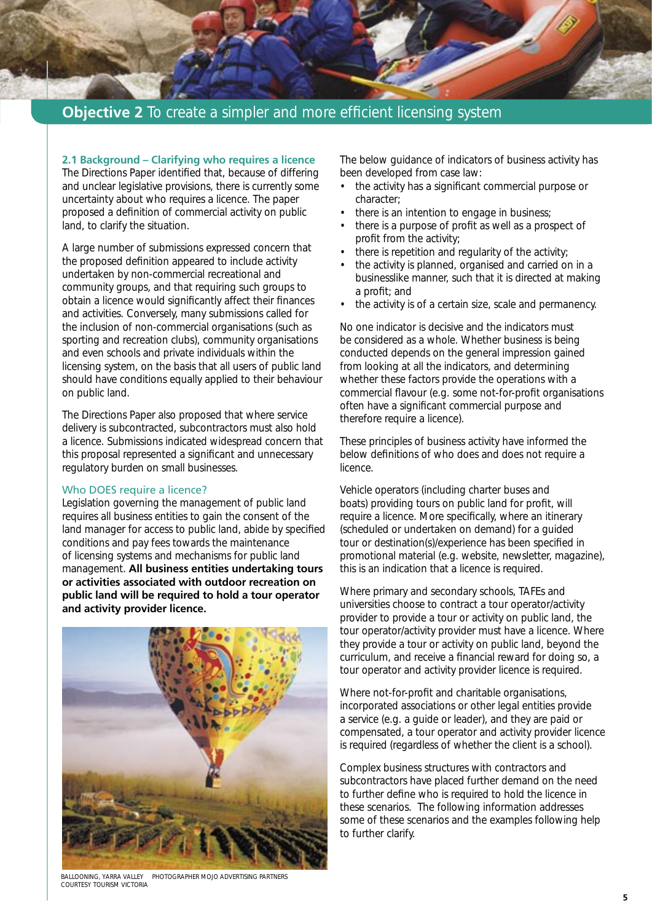## Objective 2 To create a simpler and more efficient licensing system

### 2.1 Background – Clarifying who requires a licence

The Directions Paper identified that, because of differing and unclear legislative provisions, there is currently some uncertainty about who requires a licence. The paper proposed a definition of commercial activity on public land, to clarify the situation.

A large number of submissions expressed concern that the proposed definition appeared to include activity undertaken by non-commercial recreational and community groups, and that requiring such groups to obtain a licence would significantly affect their finances and activities. Conversely, many submissions called for the inclusion of non-commercial organisations (such as sporting and recreation clubs), community organisations and even schools and private individuals within the licensing system, on the basis that all users of public land should have conditions equally applied to their behaviour on public land.

The Directions Paper also proposed that where service delivery is subcontracted, subcontractors must also hold a licence. Submissions indicated widespread concern that this proposal represented a significant and unnecessary regulatory burden on small businesses.

#### Who DOES require a licence?

Legislation governing the management of public land requires all business entities to gain the consent of the land manager for access to public land, abide by specified conditions and pay fees towards the maintenance of licensing systems and mechanisms for public land management. **All business entities undertaking tours or activities associated with outdoor recreation on public land will be required to hold a tour operator and activity provider licence.**

BALLOONING, YARRA VALLEY PHOTOGRAPHER MOJO ADVERTISING PARTNERS COURTESY TOURISM VICTORIA

The below guidance of indicators of business activity has been developed from case law:

- the activity has a significant commercial purpose or character;
- there is an intention to engage in business;
- there is a purpose of profit as well as a prospect of profit from the activity;
- there is repetition and regularity of the activity;
- the activity is planned, organised and carried on in a businesslike manner, such that it is directed at making a profit; and
- the activity is of a certain size, scale and permanency.

No one indicator is decisive and the indicators must be considered as a whole. Whether business is being conducted depends on the general impression gained from looking at all the indicators, and determining whether these factors provide the operations with a commercial flavour (e.g. some not-for-profit organisations often have a significant commercial purpose and therefore require a licence).

These principles of business activity have informed the below definitions of who does and does not require a licence.

Vehicle operators (including charter buses and boats) providing tours on public land for profit, will require a licence. More specifically, where an itinerary (scheduled or undertaken on demand) for a guided tour or destination(s)/experience has been specified in promotional material (e.g. website, newsletter, magazine), this is an indication that a licence is required.

Where primary and secondary schools, TAFEs and universities choose to contract a tour operator/activity provider to provide a tour or activity on public land, the tour operator/activity provider must have a licence. Where they provide a tour or activity on public land, beyond the curriculum, and receive a financial reward for doing so, a tour operator and activity provider licence is required.

Where not-for-profit and charitable organisations, incorporated associations or other legal entities provide a service (e.g. a guide or leader), and they are paid or compensated, a tour operator and activity provider licence is required (regardless of whether the client is a school).

Complex business structures with contractors and subcontractors have placed further demand on the need to further define who is required to hold the licence in these scenarios. The following information addresses some of these scenarios and the examples following help to further clarify.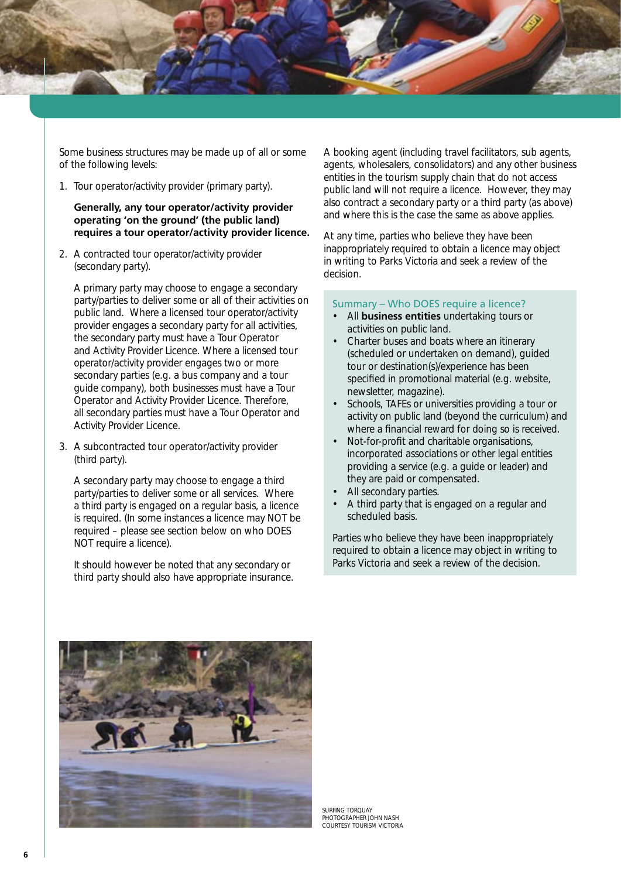Some business structures may be made up of all or some of the following levels:

1. Tour operator/activity provider (primary party).

   **Generally, any tour operator/activity provider operating 'on the ground' (the public land) requires a tour operator/activity provider licence.**

2. A contracted tour operator/activity provider (secondary party).

   A primary party may choose to engage a secondary party/parties to deliver some or all of their activities on public land. Where a licensed tour operator/activity provider engages a secondary party for all activities, the secondary party must have a Tour Operator and Activity Provider Licence. Where a licensed tour operator/activity provider engages two or more secondary parties (e.g. a bus company and a tour guide company), both businesses must have a Tour Operator and Activity Provider Licence. Therefore, all secondary parties must have a Tour Operator and Activity Provider Licence.

3. A subcontracted tour operator/activity provider (third party).

   A secondary party may choose to engage a third party/parties to deliver some or all services. Where a third party is engaged on a regular basis, a licence is required. (In some instances a licence may NOT be required – please see section below on who DOES NOT require a licence).

   It should however be noted that any secondary or third party should also have appropriate insurance.

A booking agent (including travel facilitators, sub agents, agents, wholesalers, consolidators) and any other business entities in the tourism supply chain that do not access public land will not require a licence. However, they may also contract a secondary party or a third party (as above) and where this is the case the same as above applies.

At any time, parties who believe they have been inappropriately required to obtain a licence may object in writing to Parks Victoria and seek a review of the decision.

### Summary – Who DOES require a licence?

- All **business entities** undertaking tours or activities on public land.
- Charter buses and boats where an itinerary (scheduled or undertaken on demand), guided tour or destination(s)/experience has been specified in promotional material (e.g. website, newsletter, magazine).
- Schools, TAFEs or universities providing a tour or activity on public land (beyond the curriculum) and where a financial reward for doing so is received.
- Not-for-profit and charitable organisations, incorporated associations or other legal entities providing a service (e.g. a guide or leader) and they are paid or compensated.
- All secondary parties.
- A third party that is engaged on a regular and scheduled basis.

Parties who believe they have been inappropriately required to obtain a licence may object in writing to Parks Victoria and seek a review of the decision.

SURFING TORQUAY
PHOTOGRAPHER JOHN NASH
COURTESY TOURISM VICTORIA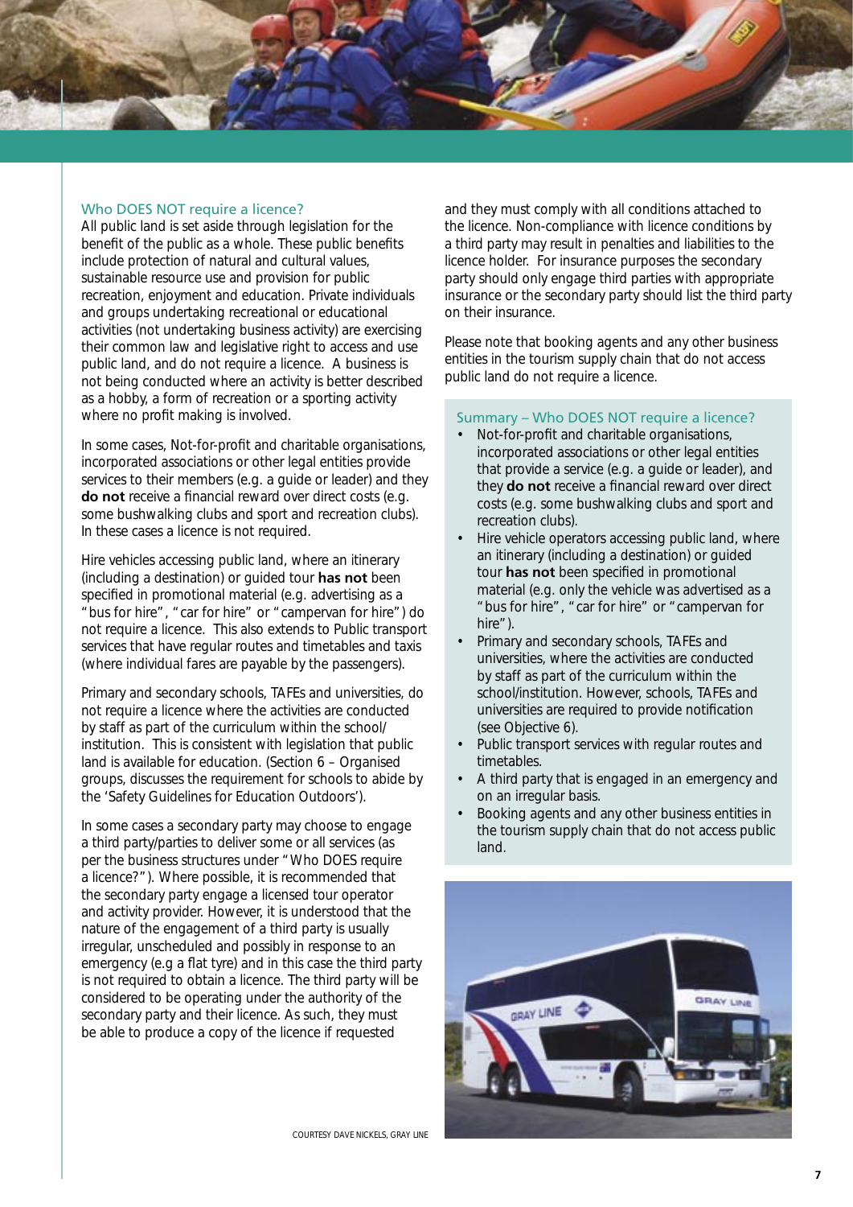## Who DOES NOT require a licence?

All public land is set aside through legislation for the benefit of the public as a whole. These public benefits include protection of natural and cultural values, sustainable resource use and provision for public recreation, enjoyment and education. Private individuals and groups undertaking recreational or educational activities (not undertaking business activity) are exercising their common law and legislative right to access and use public land, and do not require a licence. A business is not being conducted where an activity is better described as a hobby, a form of recreation or a sporting activity where no profit making is involved.

In some cases, Not-for-profit and charitable organisations, incorporated associations or other legal entities provide services to their members (e.g. a guide or leader) and they **do not** receive a financial reward over direct costs (e.g. some bushwalking clubs and sport and recreation clubs). In these cases a licence is not required.

Hire vehicles accessing public land, where an itinerary (including a destination) or guided tour **has not** been specified in promotional material (e.g. advertising as a "bus for hire", "car for hire" or "campervan for hire") do not require a licence. This also extends to Public transport services that have regular routes and timetables and taxis (where individual fares are payable by the passengers).

Primary and secondary schools, TAFEs and universities, do not require a licence where the activities are conducted by staff as part of the curriculum within the school/institution. This is consistent with legislation that public land is available for education. (Section 6 – Organised groups, discusses the requirement for schools to abide by the 'Safety Guidelines for Education Outdoors').

In some cases a secondary party may choose to engage a third party/parties to deliver some or all services (as per the business structures under "Who DOES require a licence?"). Where possible, it is recommended that the secondary party engage a licensed tour operator and activity provider. However, it is understood that the nature of the engagement of a third party is usually irregular, unscheduled and possibly in response to an emergency (e.g a flat tyre) and in this case the third party is not required to obtain a licence. The third party will be considered to be operating under the authority of the secondary party and their licence. As such, they must be able to produce a copy of the licence if requested and they must comply with all conditions attached to the licence. Non-compliance with licence conditions by a third party may result in penalties and liabilities to the licence holder. For insurance purposes the secondary party should only engage third parties with appropriate insurance or the secondary party should list the third party on their insurance.

Please note that booking agents and any other business entities in the tourism supply chain that do not access public land do not require a licence.

### Summary – Who DOES NOT require a licence?

- Not-for-profit and charitable organisations, incorporated associations or other legal entities that provide a service (e.g. a guide or leader), and they **do not** receive a financial reward over direct costs (e.g. some bushwalking clubs and sport and recreation clubs).
- Hire vehicle operators accessing public land, where an itinerary (including a destination) or guided tour **has not** been specified in promotional material (e.g. only the vehicle was advertised as a "bus for hire", "car for hire" or "campervan for hire").
- Primary and secondary schools, TAFEs and universities, where the activities are conducted by staff as part of the curriculum within the school/institution. However, schools, TAFEs and universities are required to provide notification (see Objective 6).
- Public transport services with regular routes and timetables.
- A third party that is engaged in an emergency and on an irregular basis.
- Booking agents and any other business entities in the tourism supply chain that do not access public land.

COURTESY DAVE NICKELS, GRAY LINE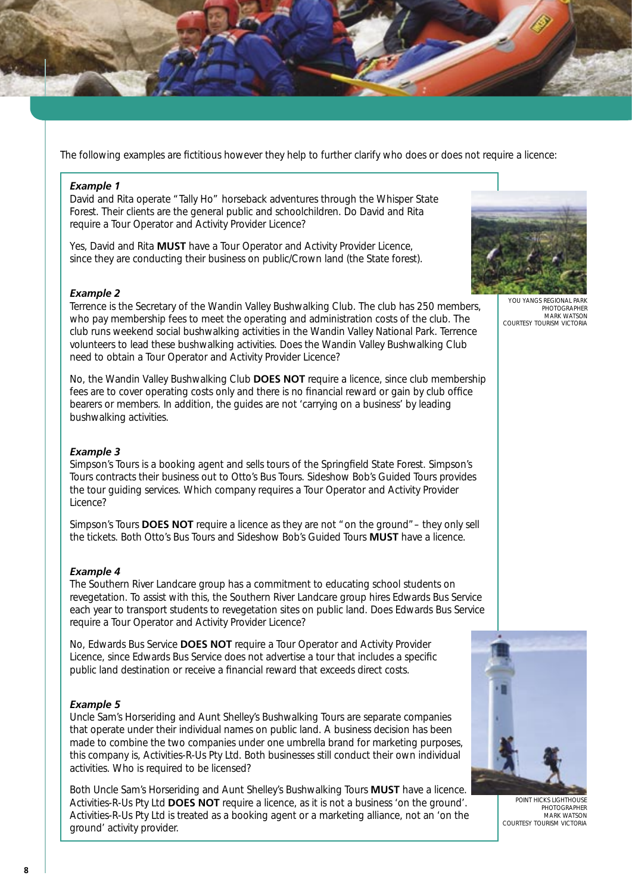The following examples are fictitious however they help to further clarify who does or does not require a licence:

***Example 1***

David and Rita operate "Tally Ho" horseback adventures through the Whisper State Forest. Their clients are the general public and schoolchildren. Do David and Rita require a Tour Operator and Activity Provider Licence?

Yes, David and Rita **MUST** have a Tour Operator and Activity Provider Licence, since they are conducting their business on public/Crown land (the State forest).

YOU YANGS REGIONAL PARK
PHOTOGRAPHER
MARK WATSON
COURTESY TOURISM VICTORIA

***Example 2***

Terrence is the Secretary of the Wandin Valley Bushwalking Club. The club has 250 members, who pay membership fees to meet the operating and administration costs of the club. The club runs weekend social bushwalking activities in the Wandin Valley National Park. Terrence volunteers to lead these bushwalking activities. Does the Wandin Valley Bushwalking Club need to obtain a Tour Operator and Activity Provider Licence?

No, the Wandin Valley Bushwalking Club **DOES NOT** require a licence, since club membership fees are to cover operating costs only and there is no financial reward or gain by club office bearers or members. In addition, the guides are not 'carrying on a business' by leading bushwalking activities.

***Example 3***

Simpson's Tours is a booking agent and sells tours of the Springfield State Forest. Simpson's Tours contracts their business out to Otto's Bus Tours. Sideshow Bob's Guided Tours provides the tour guiding services. Which company requires a Tour Operator and Activity Provider Licence?

Simpson's Tours **DOES NOT** require a licence as they are not "on the ground" – they only sell the tickets. Both Otto's Bus Tours and Sideshow Bob's Guided Tours **MUST** have a licence.

***Example 4***

The Southern River Landcare group has a commitment to educating school students on revegetation. To assist with this, the Southern River Landcare group hires Edwards Bus Service each year to transport students to revegetation sites on public land. Does Edwards Bus Service require a Tour Operator and Activity Provider Licence?

No, Edwards Bus Service **DOES NOT** require a Tour Operator and Activity Provider Licence, since Edwards Bus Service does not advertise a tour that includes a specific public land destination or receive a financial reward that exceeds direct costs.

***Example 5***

Uncle Sam's Horseriding and Aunt Shelley's Bushwalking Tours are separate companies that operate under their individual names on public land. A business decision has been made to combine the two companies under one umbrella brand for marketing purposes, this company is, Activities-R-Us Pty Ltd. Both businesses still conduct their own individual activities. Who is required to be licensed?

Both Uncle Sam's Horseriding and Aunt Shelley's Bushwalking Tours **MUST** have a licence. Activities-R-Us Pty Ltd **DOES NOT** require a licence, as it is not a business 'on the ground'. Activities-R-Us Pty Ltd is treated as a booking agent or a marketing alliance, not an 'on the ground' activity provider.

POINT HICKS LIGHTHOUSE
PHOTOGRAPHER
MARK WATSON
COURTESY TOURISM VICTORIA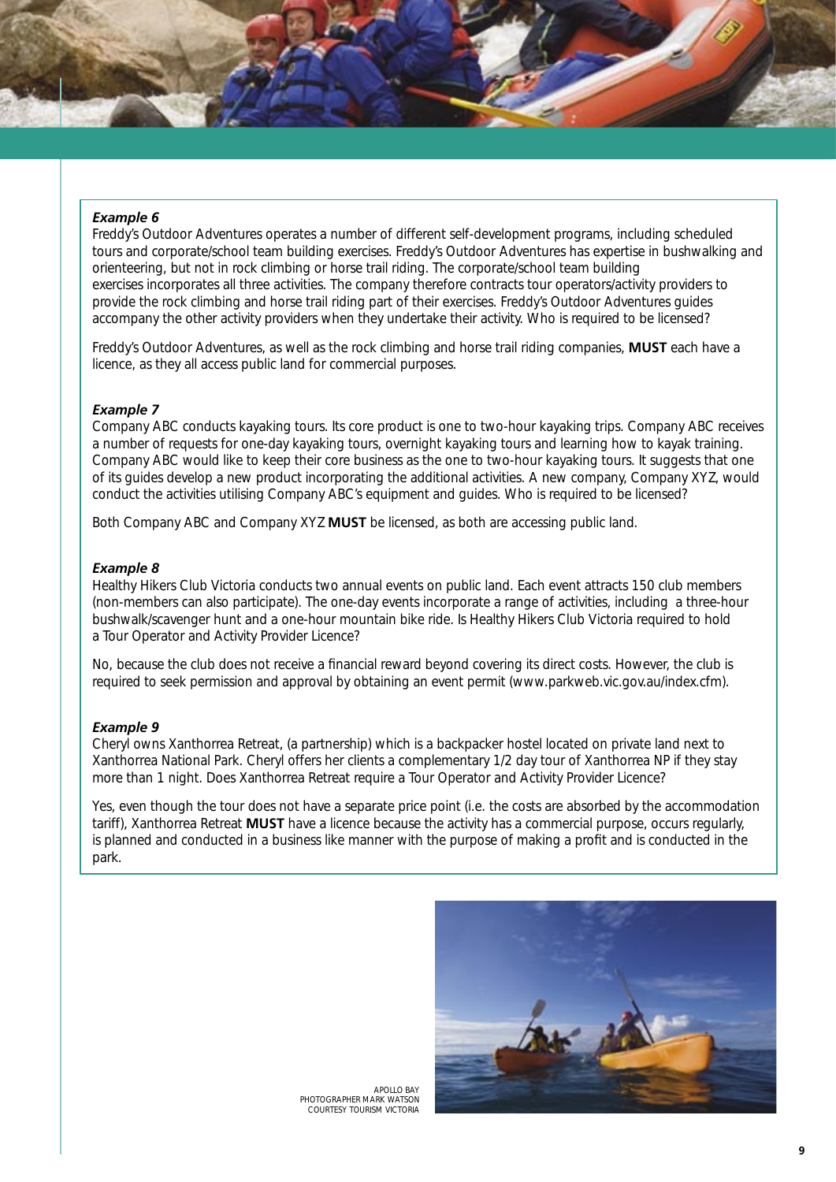***Example 6***

Freddy's Outdoor Adventures operates a number of different self-development programs, including scheduled tours and corporate/school team building exercises. Freddy's Outdoor Adventures has expertise in bushwalking and orienteering, but not in rock climbing or horse trail riding. The corporate/school team building exercises incorporates all three activities. The company therefore contracts tour operators/activity providers to provide the rock climbing and horse trail riding part of their exercises. Freddy's Outdoor Adventures guides accompany the other activity providers when they undertake their activity. Who is required to be licensed?

Freddy's Outdoor Adventures, as well as the rock climbing and horse trail riding companies, **MUST** each have a licence, as they all access public land for commercial purposes.

***Example 7***

Company ABC conducts kayaking tours. Its core product is one to two-hour kayaking trips. Company ABC receives a number of requests for one-day kayaking tours, overnight kayaking tours and learning how to kayak training. Company ABC would like to keep their core business as the one to two-hour kayaking tours. It suggests that one of its guides develop a new product incorporating the additional activities. A new company, Company XYZ, would conduct the activities utilising Company ABC's equipment and guides. Who is required to be licensed?

Both Company ABC and Company XYZ **MUST** be licensed, as both are accessing public land.

***Example 8***

Healthy Hikers Club Victoria conducts two annual events on public land. Each event attracts 150 club members (non-members can also participate). The one-day events incorporate a range of activities, including a three-hour bushwalk/scavenger hunt and a one-hour mountain bike ride. Is Healthy Hikers Club Victoria required to hold a Tour Operator and Activity Provider Licence?

No, because the club does not receive a financial reward beyond covering its direct costs. However, the club is required to seek permission and approval by obtaining an event permit (www.parkweb.vic.gov.au/index.cfm).

***Example 9***

Cheryl owns Xanthorrea Retreat, (a partnership) which is a backpacker hostel located on private land next to Xanthorrea National Park. Cheryl offers her clients a complementary 1/2 day tour of Xanthorrea NP if they stay more than 1 night. Does Xanthorrea Retreat require a Tour Operator and Activity Provider Licence?

Yes, even though the tour does not have a separate price point (i.e. the costs are absorbed by the accommodation tariff), Xanthorrea Retreat **MUST** have a licence because the activity has a commercial purpose, occurs regularly, is planned and conducted in a business like manner with the purpose of making a profit and is conducted in the park.

APOLLO BAY
PHOTOGRAPHER MARK WATSON
COURTESY TOURISM VICTORIA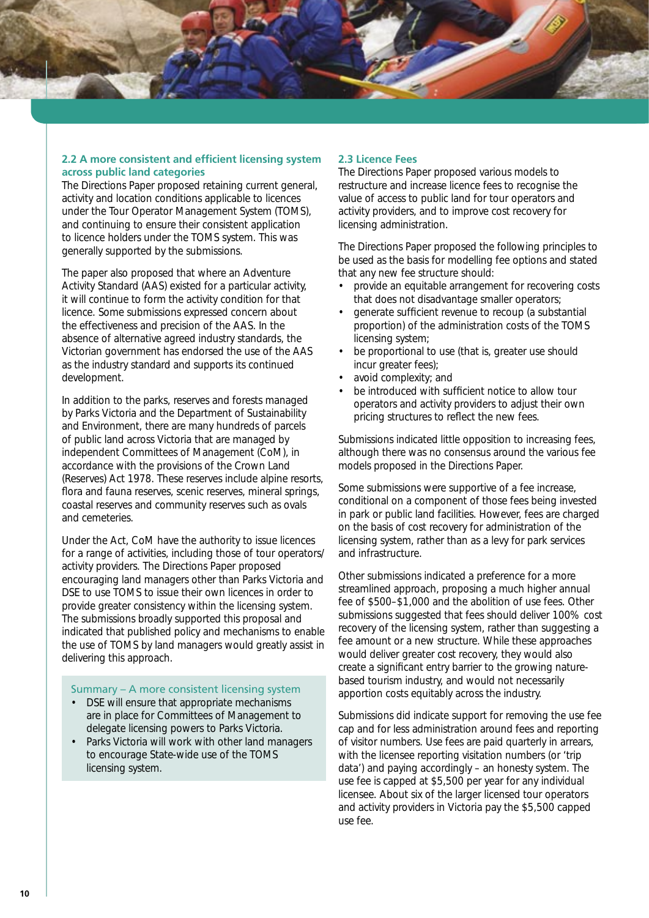### 2.2 A more consistent and efficient licensing system across public land categories

The Directions Paper proposed retaining current general, activity and location conditions applicable to licences under the Tour Operator Management System (TOMS), and continuing to ensure their consistent application to licence holders under the TOMS system. This was generally supported by the submissions.

The paper also proposed that where an Adventure Activity Standard (AAS) existed for a particular activity, it will continue to form the activity condition for that licence. Some submissions expressed concern about the effectiveness and precision of the AAS. In the absence of alternative agreed industry standards, the Victorian government has endorsed the use of the AAS as the industry standard and supports its continued development.

In addition to the parks, reserves and forests managed by Parks Victoria and the Department of Sustainability and Environment, there are many hundreds of parcels of public land across Victoria that are managed by independent Committees of Management (CoM), in accordance with the provisions of the Crown Land (Reserves) Act 1978. These reserves include alpine resorts, flora and fauna reserves, scenic reserves, mineral springs, coastal reserves and community reserves such as ovals and cemeteries.

Under the Act, CoM have the authority to issue licences for a range of activities, including those of tour operators/activity providers. The Directions Paper proposed encouraging land managers other than Parks Victoria and DSE to use TOMS to issue their own licences in order to provide greater consistency within the licensing system. The submissions broadly supported this proposal and indicated that published policy and mechanisms to enable the use of TOMS by land managers would greatly assist in delivering this approach.

**Summary – A more consistent licensing system**

- DSE will ensure that appropriate mechanisms are in place for Committees of Management to delegate licensing powers to Parks Victoria.
- Parks Victoria will work with other land managers to encourage State-wide use of the TOMS licensing system.

### 2.3 Licence Fees

The Directions Paper proposed various models to restructure and increase licence fees to recognise the value of access to public land for tour operators and activity providers, and to improve cost recovery for licensing administration.

The Directions Paper proposed the following principles to be used as the basis for modelling fee options and stated that any new fee structure should:

- provide an equitable arrangement for recovering costs that does not disadvantage smaller operators;
- generate sufficient revenue to recoup (a substantial proportion) of the administration costs of the TOMS licensing system;
- be proportional to use (that is, greater use should incur greater fees);
- avoid complexity; and
- be introduced with sufficient notice to allow tour operators and activity providers to adjust their own pricing structures to reflect the new fees.

Submissions indicated little opposition to increasing fees, although there was no consensus around the various fee models proposed in the Directions Paper.

Some submissions were supportive of a fee increase, conditional on a component of those fees being invested in park or public land facilities. However, fees are charged on the basis of cost recovery for administration of the licensing system, rather than as a levy for park services and infrastructure.

Other submissions indicated a preference for a more streamlined approach, proposing a much higher annual fee of $500–$1,000 and the abolition of use fees. Other submissions suggested that fees should deliver 100% cost recovery of the licensing system, rather than suggesting a fee amount or a new structure. While these approaches would deliver greater cost recovery, they would also create a significant entry barrier to the growing nature-based tourism industry, and would not necessarily apportion costs equitably across the industry.

Submissions did indicate support for removing the use fee cap and for less administration around fees and reporting of visitor numbers. Use fees are paid quarterly in arrears, with the licensee reporting visitation numbers (or 'trip data') and paying accordingly – an honesty system. The use fee is capped at $5,500 per year for any individual licensee. About six of the larger licensed tour operators and activity providers in Victoria pay the $5,500 capped use fee.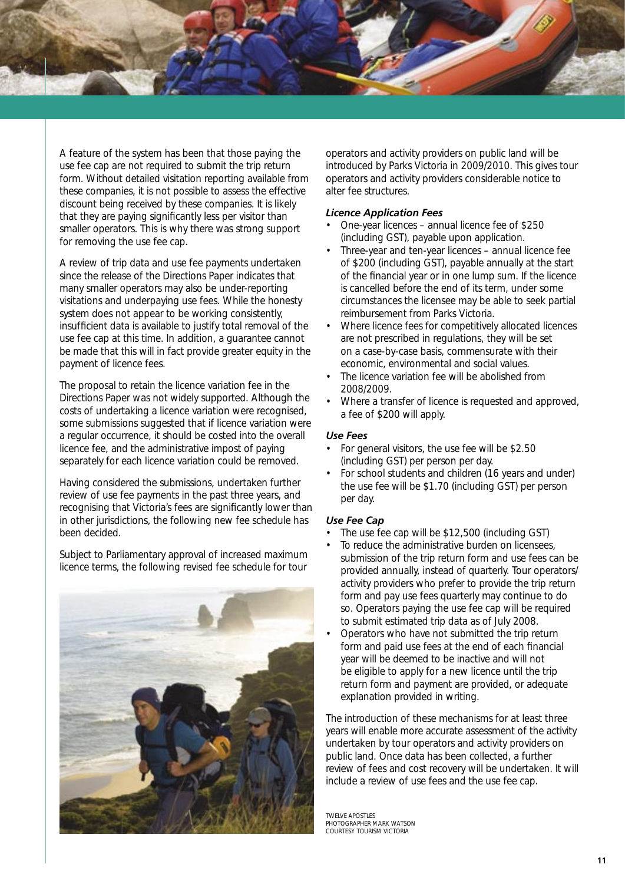A feature of the system has been that those paying the use fee cap are not required to submit the trip return form. Without detailed visitation reporting available from these companies, it is not possible to assess the effective discount being received by these companies. It is likely that they are paying significantly less per visitor than smaller operators. This is why there was strong support for removing the use fee cap.

A review of trip data and use fee payments undertaken since the release of the Directions Paper indicates that many smaller operators may also be under-reporting visitations and underpaying use fees. While the honesty system does not appear to be working consistently, insufficient data is available to justify total removal of the use fee cap at this time. In addition, a guarantee cannot be made that this will in fact provide greater equity in the payment of licence fees.

The proposal to retain the licence variation fee in the Directions Paper was not widely supported. Although the costs of undertaking a licence variation were recognised, some submissions suggested that if licence variation were a regular occurrence, it should be costed into the overall licence fee, and the administrative impost of paying separately for each licence variation could be removed.

Having considered the submissions, undertaken further review of use fee payments in the past three years, and recognising that Victoria's fees are significantly lower than in other jurisdictions, the following new fee schedule has been decided.

Subject to Parliamentary approval of increased maximum licence terms, the following revised fee schedule for tour operators and activity providers on public land will be introduced by Parks Victoria in 2009/2010. This gives tour operators and activity providers considerable notice to alter fee structures.

***Licence Application Fees***

- One-year licences – annual licence fee of $250 (including GST), payable upon application.
- Three-year and ten-year licences – annual licence fee of $200 (including GST), payable annually at the start of the financial year or in one lump sum. If the licence is cancelled before the end of its term, under some circumstances the licensee may be able to seek partial reimbursement from Parks Victoria.
- Where licence fees for competitively allocated licences are not prescribed in regulations, they will be set on a case-by-case basis, commensurate with their economic, environmental and social values.
- The licence variation fee will be abolished from 2008/2009.
- Where a transfer of licence is requested and approved, a fee of $200 will apply.

***Use Fees***

- For general visitors, the use fee will be $2.50 (including GST) per person per day.
- For school students and children (16 years and under) the use fee will be $1.70 (including GST) per person per day.

***Use Fee Cap***

- The use fee cap will be $12,500 (including GST)
- To reduce the administrative burden on licensees, submission of the trip return form and use fees can be provided annually, instead of quarterly. Tour operators/activity providers who prefer to provide the trip return form and pay use fees quarterly may continue to do so. Operators paying the use fee cap will be required to submit estimated trip data as of July 2008.
- Operators who have not submitted the trip return form and paid use fees at the end of each financial year will be deemed to be inactive and will not be eligible to apply for a new licence until the trip return form and payment are provided, or adequate explanation provided in writing.

The introduction of these mechanisms for at least three years will enable more accurate assessment of the activity undertaken by tour operators and activity providers on public land. Once data has been collected, a further review of fees and cost recovery will be undertaken. It will include a review of use fees and the use fee cap.

TWELVE APOSTLES
PHOTOGRAPHER MARK WATSON
COURTESY TOURISM VICTORIA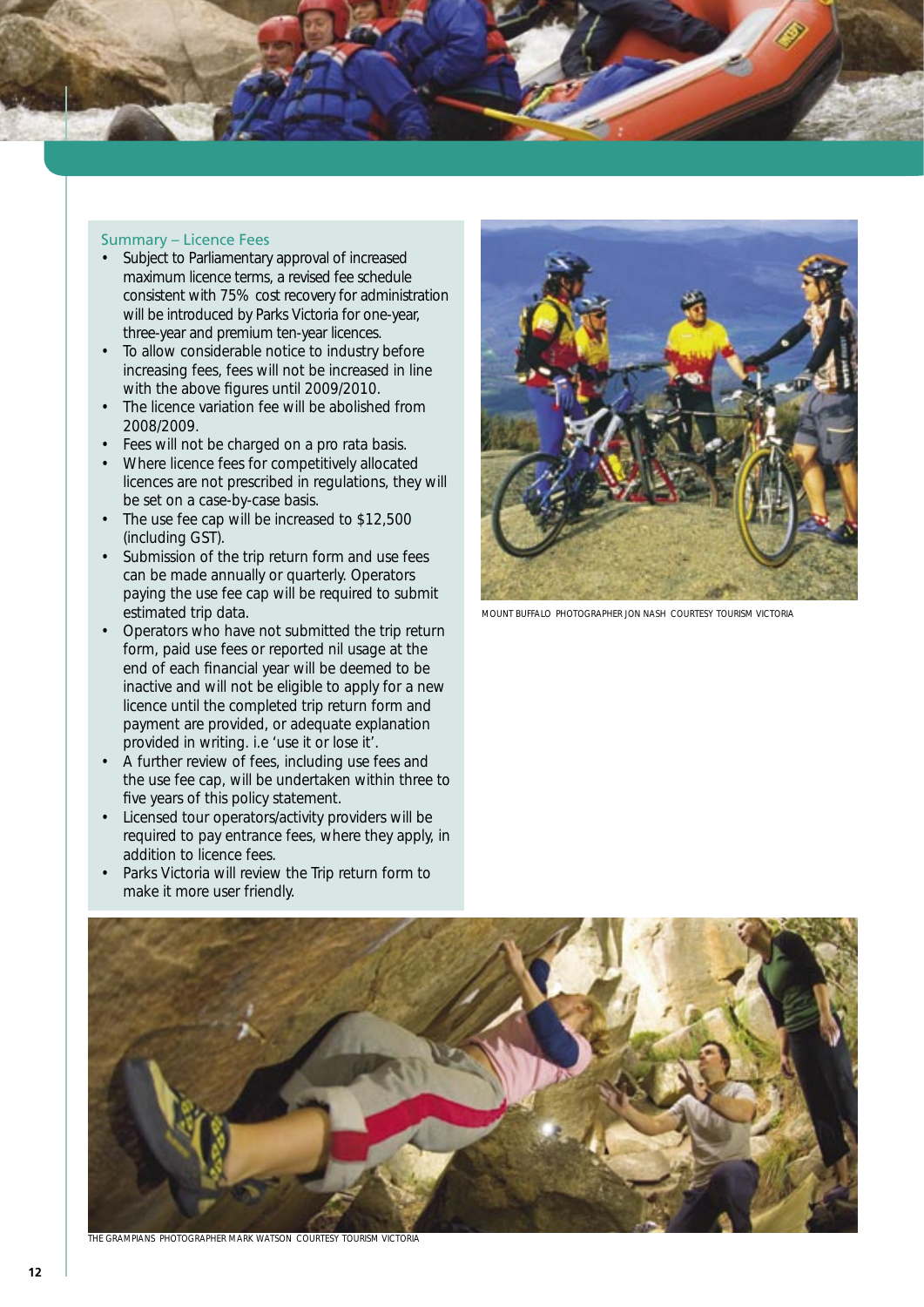### Summary – Licence Fees

- Subject to Parliamentary approval of increased maximum licence terms, a revised fee schedule consistent with 75% cost recovery for administration will be introduced by Parks Victoria for one-year, three-year and premium ten-year licences.
- To allow considerable notice to industry before increasing fees, fees will not be increased in line with the above figures until 2009/2010.
- The licence variation fee will be abolished from 2008/2009.
- Fees will not be charged on a pro rata basis.
- Where licence fees for competitively allocated licences are not prescribed in regulations, they will be set on a case-by-case basis.
- The use fee cap will be increased to $12,500 (including GST).
- Submission of the trip return form and use fees can be made annually or quarterly. Operators paying the use fee cap will be required to submit estimated trip data.
- Operators who have not submitted the trip return form, paid use fees or reported nil usage at the end of each financial year will be deemed to be inactive and will not be eligible to apply for a new licence until the completed trip return form and payment are provided, or adequate explanation provided in writing. i.e 'use it or lose it'.
- A further review of fees, including use fees and the use fee cap, will be undertaken within three to five years of this policy statement.
- Licensed tour operators/activity providers will be required to pay entrance fees, where they apply, in addition to licence fees.
- Parks Victoria will review the Trip return form to make it more user friendly.

MOUNT BUFFALO PHOTOGRAPHER JON NASH COURTESY TOURISM VICTORIA

THE GRAMPIANS PHOTOGRAPHER MARK WATSON COURTESY TOURISM VICTORIA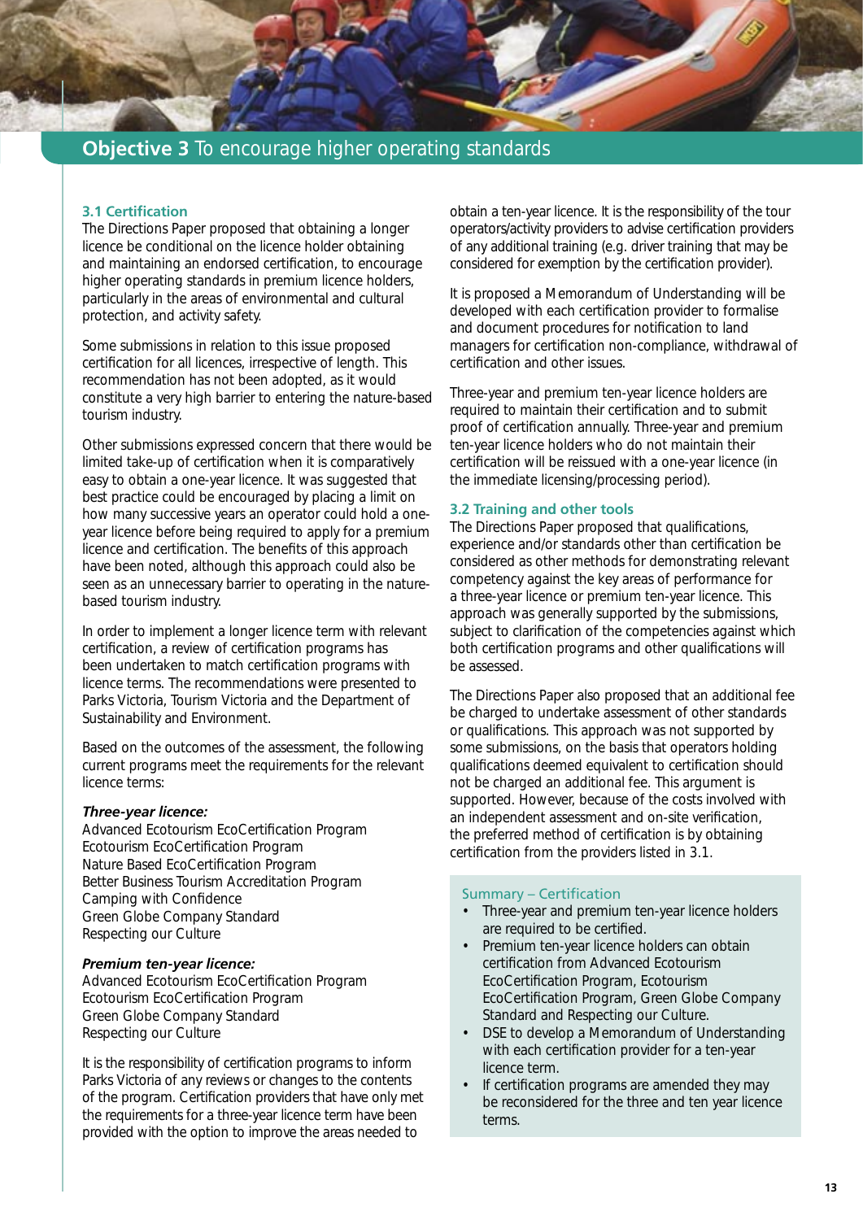## Objective 3 To encourage higher operating standards

### 3.1 Certification

The Directions Paper proposed that obtaining a longer licence be conditional on the licence holder obtaining and maintaining an endorsed certification, to encourage higher operating standards in premium licence holders, particularly in the areas of environmental and cultural protection, and activity safety.

Some submissions in relation to this issue proposed certification for all licences, irrespective of length. This recommendation has not been adopted, as it would constitute a very high barrier to entering the nature-based tourism industry.

Other submissions expressed concern that there would be limited take-up of certification when it is comparatively easy to obtain a one-year licence. It was suggested that best practice could be encouraged by placing a limit on how many successive years an operator could hold a one-year licence before being required to apply for a premium licence and certification. The benefits of this approach have been noted, although this approach could also be seen as an unnecessary barrier to operating in the nature-based tourism industry.

In order to implement a longer licence term with relevant certification, a review of certification programs has been undertaken to match certification programs with licence terms. The recommendations were presented to Parks Victoria, Tourism Victoria and the Department of Sustainability and Environment.

Based on the outcomes of the assessment, the following current programs meet the requirements for the relevant licence terms:

***Three-year licence:***

Advanced Ecotourism EcoCertification Program
Ecotourism EcoCertification Program
Nature Based EcoCertification Program
Better Business Tourism Accreditation Program
Camping with Confidence
Green Globe Company Standard
Respecting our Culture

***Premium ten-year licence:***

Advanced Ecotourism EcoCertification Program
Ecotourism EcoCertification Program
Green Globe Company Standard
Respecting our Culture

It is the responsibility of certification programs to inform Parks Victoria of any reviews or changes to the contents of the program. Certification providers that have only met the requirements for a three-year licence term have been provided with the option to improve the areas needed to obtain a ten-year licence. It is the responsibility of the tour operators/activity providers to advise certification providers of any additional training (e.g. driver training that may be considered for exemption by the certification provider).

It is proposed a Memorandum of Understanding will be developed with each certification provider to formalise and document procedures for notification to land managers for certification non-compliance, withdrawal of certification and other issues.

Three-year and premium ten-year licence holders are required to maintain their certification and to submit proof of certification annually. Three-year and premium ten-year licence holders who do not maintain their certification will be reissued with a one-year licence (in the immediate licensing/processing period).

### 3.2 Training and other tools

The Directions Paper proposed that qualifications, experience and/or standards other than certification be considered as other methods for demonstrating relevant competency against the key areas of performance for a three-year licence or premium ten-year licence. This approach was generally supported by the submissions, subject to clarification of the competencies against which both certification programs and other qualifications will be assessed.

The Directions Paper also proposed that an additional fee be charged to undertake assessment of other standards or qualifications. This approach was not supported by some submissions, on the basis that operators holding qualifications deemed equivalent to certification should not be charged an additional fee. This argument is supported. However, because of the costs involved with an independent assessment and on-site verification, the preferred method of certification is by obtaining certification from the providers listed in 3.1.

#### Summary – Certification

- Three-year and premium ten-year licence holders are required to be certified.
- Premium ten-year licence holders can obtain certification from Advanced Ecotourism EcoCertification Program, Ecotourism EcoCertification Program, Green Globe Company Standard and Respecting our Culture.
- DSE to develop a Memorandum of Understanding with each certification provider for a ten-year licence term.
- If certification programs are amended they may be reconsidered for the three and ten year licence terms.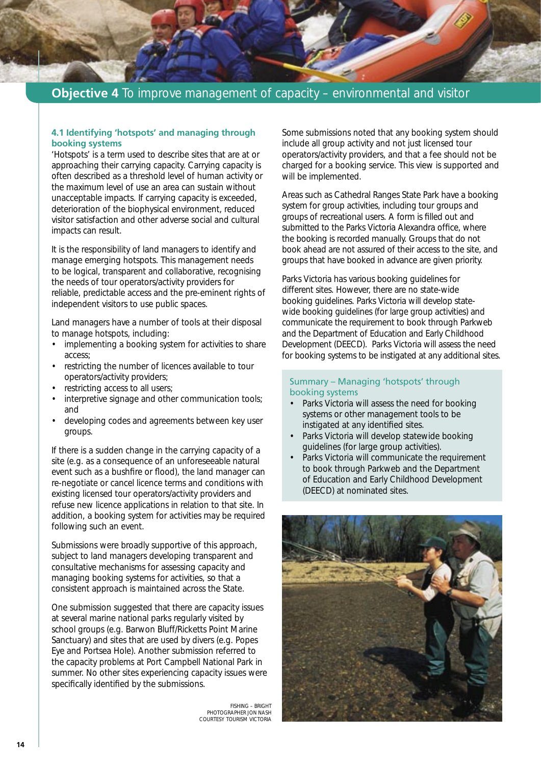## Objective 4 To improve management of capacity – environmental and visitor

### 4.1 Identifying 'hotspots' and managing through booking systems

'Hotspots' is a term used to describe sites that are at or approaching their carrying capacity. Carrying capacity is often described as a threshold level of human activity or the maximum level of use an area can sustain without unacceptable impacts. If carrying capacity is exceeded, deterioration of the biophysical environment, reduced visitor satisfaction and other adverse social and cultural impacts can result.

It is the responsibility of land managers to identify and manage emerging hotspots. This management needs to be logical, transparent and collaborative, recognising the needs of tour operators/activity providers for reliable, predictable access and the pre-eminent rights of independent visitors to use public spaces.

Land managers have a number of tools at their disposal to manage hotspots, including:

- implementing a booking system for activities to share access;
- restricting the number of licences available to tour operators/activity providers;
- restricting access to all users;
- interpretive signage and other communication tools; and
- developing codes and agreements between key user groups.

If there is a sudden change in the carrying capacity of a site (e.g. as a consequence of an unforeseeable natural event such as a bushfire or flood), the land manager can re-negotiate or cancel licence terms and conditions with existing licensed tour operators/activity providers and refuse new licence applications in relation to that site. In addition, a booking system for activities may be required following such an event.

Submissions were broadly supportive of this approach, subject to land managers developing transparent and consultative mechanisms for assessing capacity and managing booking systems for activities, so that a consistent approach is maintained across the State.

One submission suggested that there are capacity issues at several marine national parks regularly visited by school groups (e.g. Barwon Bluff/Ricketts Point Marine Sanctuary) and sites that are used by divers (e.g. Popes Eye and Portsea Hole). Another submission referred to the capacity problems at Port Campbell National Park in summer. No other sites experiencing capacity issues were specifically identified by the submissions.

FISHING – BRIGHT
PHOTOGRAPHER JON NASH
COURTESY TOURISM VICTORIA

Some submissions noted that any booking system should include all group activity and not just licensed tour operators/activity providers, and that a fee should not be charged for a booking service. This view is supported and will be implemented.

Areas such as Cathedral Ranges State Park have a booking system for group activities, including tour groups and groups of recreational users. A form is filled out and submitted to the Parks Victoria Alexandra office, where the booking is recorded manually. Groups that do not book ahead are not assured of their access to the site, and groups that have booked in advance are given priority.

Parks Victoria has various booking guidelines for different sites. However, there are no state-wide booking guidelines. Parks Victoria will develop state-wide booking guidelines (for large group activities) and communicate the requirement to book through Parkweb and the Department of Education and Early Childhood Development (DEECD). Parks Victoria will assess the need for booking systems to be instigated at any additional sites.

#### Summary – Managing 'hotspots' through booking systems

- Parks Victoria will assess the need for booking systems or other management tools to be instigated at any identified sites.
- Parks Victoria will develop statewide booking guidelines (for large group activities).
- Parks Victoria will communicate the requirement to book through Parkweb and the Department of Education and Early Childhood Development (DEECD) at nominated sites.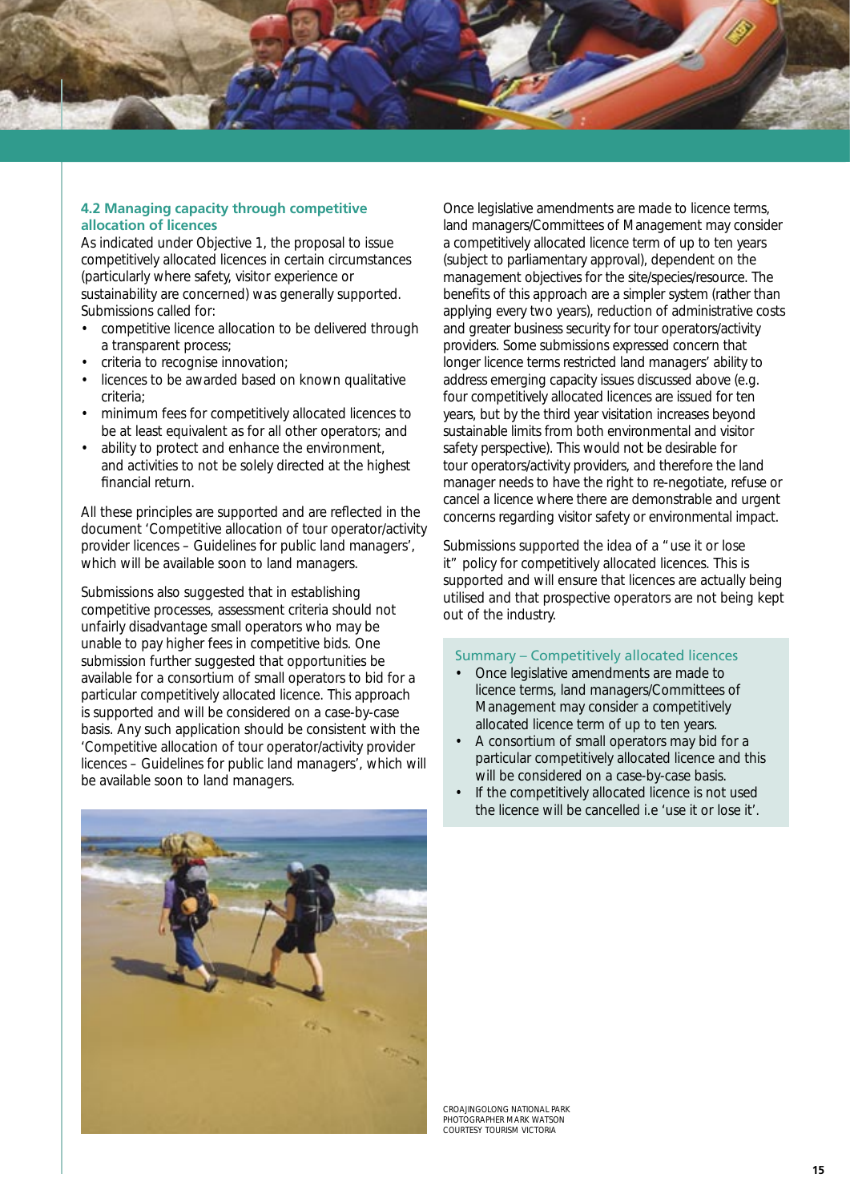### 4.2 Managing capacity through competitive allocation of licences

As indicated under Objective 1, the proposal to issue competitively allocated licences in certain circumstances (particularly where safety, visitor experience or sustainability are concerned) was generally supported. Submissions called for:

- competitive licence allocation to be delivered through a transparent process;
- criteria to recognise innovation;
- licences to be awarded based on known qualitative criteria;
- minimum fees for competitively allocated licences to be at least equivalent as for all other operators; and
- ability to protect and enhance the environment, and activities to not be solely directed at the highest financial return.

All these principles are supported and are reflected in the document 'Competitive allocation of tour operator/activity provider licences – Guidelines for public land managers', which will be available soon to land managers.

Submissions also suggested that in establishing competitive processes, assessment criteria should not unfairly disadvantage small operators who may be unable to pay higher fees in competitive bids. One submission further suggested that opportunities be available for a consortium of small operators to bid for a particular competitively allocated licence. This approach is supported and will be considered on a case-by-case basis. Any such application should be consistent with the 'Competitive allocation of tour operator/activity provider licences – Guidelines for public land managers', which will be available soon to land managers.

Once legislative amendments are made to licence terms, land managers/Committees of Management may consider a competitively allocated licence term of up to ten years (subject to parliamentary approval), dependent on the management objectives for the site/species/resource. The benefits of this approach are a simpler system (rather than applying every two years), reduction of administrative costs and greater business security for tour operators/activity providers. Some submissions expressed concern that longer licence terms restricted land managers' ability to address emerging capacity issues discussed above (e.g. four competitively allocated licences are issued for ten years, but by the third year visitation increases beyond sustainable limits from both environmental and visitor safety perspective). This would not be desirable for tour operators/activity providers, and therefore the land manager needs to have the right to re-negotiate, refuse or cancel a licence where there are demonstrable and urgent concerns regarding visitor safety or environmental impact.

Submissions supported the idea of a "use it or lose it" policy for competitively allocated licences. This is supported and will ensure that licences are actually being utilised and that prospective operators are not being kept out of the industry.

#### Summary – Competitively allocated licences

- Once legislative amendments are made to licence terms, land managers/Committees of Management may consider a competitively allocated licence term of up to ten years.
- A consortium of small operators may bid for a particular competitively allocated licence and this will be considered on a case-by-case basis.
- If the competitively allocated licence is not used the licence will be cancelled i.e 'use it or lose it'.

CROAJINGOLONG NATIONAL PARK
PHOTOGRAPHER MARK WATSON
COURTESY TOURISM VICTORIA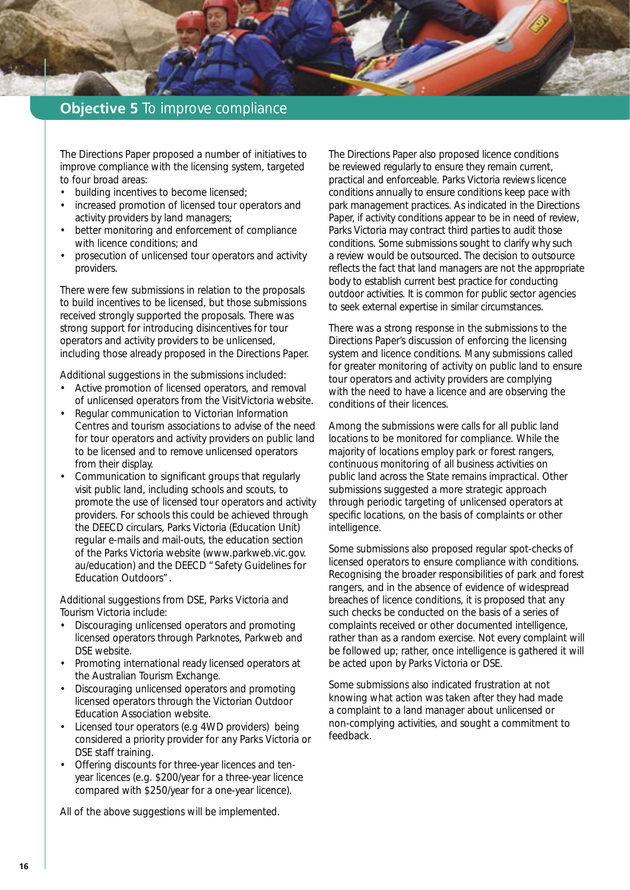## **Objective 5** To improve compliance

The Directions Paper proposed a number of initiatives to improve compliance with the licensing system, targeted to four broad areas:

- building incentives to become licensed;
- increased promotion of licensed tour operators and activity providers by land managers;
- better monitoring and enforcement of compliance with licence conditions; and
- prosecution of unlicensed tour operators and activity providers.

There were few submissions in relation to the proposals to build incentives to be licensed, but those submissions received strongly supported the proposals. There was strong support for introducing disincentives for tour operators and activity providers to be unlicensed, including those already proposed in the Directions Paper.

Additional suggestions in the submissions included:

- Active promotion of licensed operators, and removal of unlicensed operators from the VisitVictoria website.
- Regular communication to Victorian Information Centres and tourism associations to advise of the need for tour operators and activity providers on public land to be licensed and to remove unlicensed operators from their display.
- Communication to significant groups that regularly visit public land, including schools and scouts, to promote the use of licensed tour operators and activity providers. For schools this could be achieved through the DEECD circulars, Parks Victoria (Education Unit) regular e-mails and mail-outs, the education section of the Parks Victoria website (www.parkweb.vic.gov.au/education) and the DEECD "Safety Guidelines for Education Outdoors".

Additional suggestions from DSE, Parks Victoria and Tourism Victoria include:

- Discouraging unlicensed operators and promoting licensed operators through Parknotes, Parkweb and DSE website.
- Promoting international ready licensed operators at the Australian Tourism Exchange.
- Discouraging unlicensed operators and promoting licensed operators through the Victorian Outdoor Education Association website.
- Licensed tour operators (e.g 4WD providers) being considered a priority provider for any Parks Victoria or DSE staff training.
- Offering discounts for three-year licences and ten-year licences (e.g. $200/year for a three-year licence compared with $250/year for a one-year licence).

All of the above suggestions will be implemented.

The Directions Paper also proposed licence conditions be reviewed regularly to ensure they remain current, practical and enforceable. Parks Victoria reviews licence conditions annually to ensure conditions keep pace with park management practices. As indicated in the Directions Paper, if activity conditions appear to be in need of review, Parks Victoria may contract third parties to audit those conditions. Some submissions sought to clarify why such a review would be outsourced. The decision to outsource reflects the fact that land managers are not the appropriate body to establish current best practice for conducting outdoor activities. It is common for public sector agencies to seek external expertise in similar circumstances.

There was a strong response in the submissions to the Directions Paper's discussion of enforcing the licensing system and licence conditions. Many submissions called for greater monitoring of activity on public land to ensure tour operators and activity providers are complying with the need to have a licence and are observing the conditions of their licences.

Among the submissions were calls for all public land locations to be monitored for compliance. While the majority of locations employ park or forest rangers, continuous monitoring of all business activities on public land across the State remains impractical. Other submissions suggested a more strategic approach through periodic targeting of unlicensed operators at specific locations, on the basis of complaints or other intelligence.

Some submissions also proposed regular spot-checks of licensed operators to ensure compliance with conditions. Recognising the broader responsibilities of park and forest rangers, and in the absence of evidence of widespread breaches of licence conditions, it is proposed that any such checks be conducted on the basis of a series of complaints received or other documented intelligence, rather than as a random exercise. Not every complaint will be followed up; rather, once intelligence is gathered it will be acted upon by Parks Victoria or DSE.

Some submissions also indicated frustration at not knowing what action was taken after they had made a complaint to a land manager about unlicensed or non-complying activities, and sought a commitment to feedback.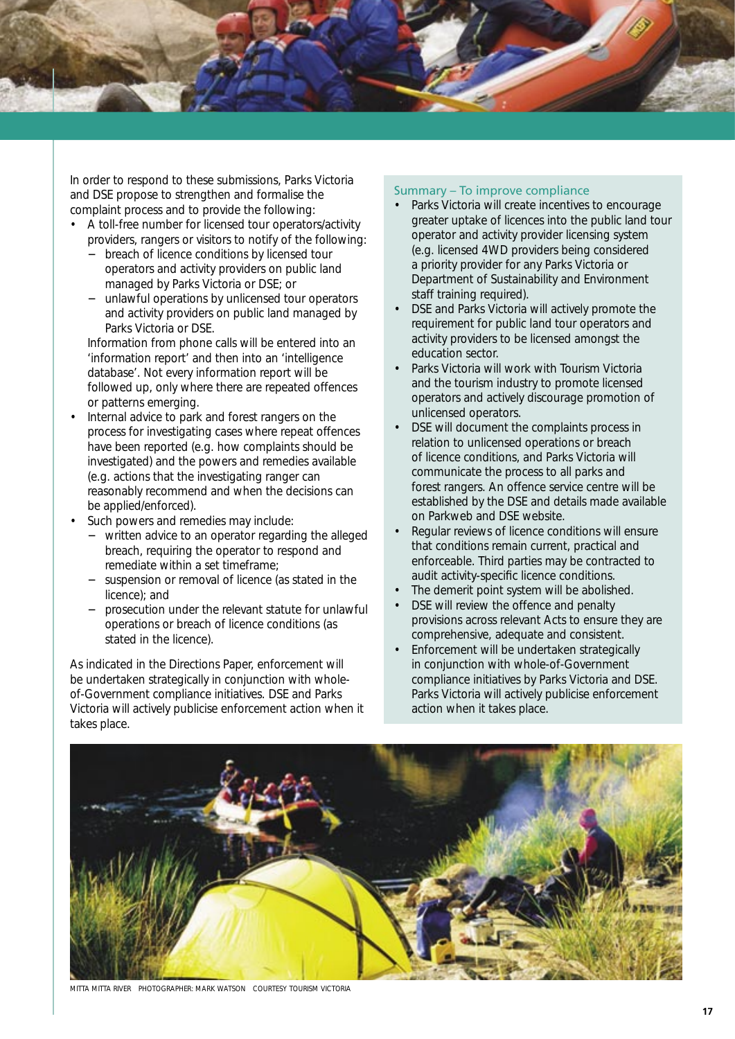In order to respond to these submissions, Parks Victoria and DSE propose to strengthen and formalise the complaint process and to provide the following:

- A toll-free number for licensed tour operators/activity providers, rangers or visitors to notify of the following:
  - breach of licence conditions by licensed tour operators and activity providers on public land managed by Parks Victoria or DSE; or
  - unlawful operations by unlicensed tour operators and activity providers on public land managed by Parks Victoria or DSE.

  Information from phone calls will be entered into an 'information report' and then into an 'intelligence database'. Not every information report will be followed up, only where there are repeated offences or patterns emerging.
- Internal advice to park and forest rangers on the process for investigating cases where repeat offences have been reported (e.g. how complaints should be investigated) and the powers and remedies available (e.g. actions that the investigating ranger can reasonably recommend and when the decisions can be applied/enforced).
- Such powers and remedies may include:
  - written advice to an operator regarding the alleged breach, requiring the operator to respond and remediate within a set timeframe;
  - suspension or removal of licence (as stated in the licence); and
  - prosecution under the relevant statute for unlawful operations or breach of licence conditions (as stated in the licence).

As indicated in the Directions Paper, enforcement will be undertaken strategically in conjunction with whole-of-Government compliance initiatives. DSE and Parks Victoria will actively publicise enforcement action when it takes place.

### Summary – To improve compliance

- Parks Victoria will create incentives to encourage greater uptake of licences into the public land tour operator and activity provider licensing system (e.g. licensed 4WD providers being considered a priority provider for any Parks Victoria or Department of Sustainability and Environment staff training required).
- DSE and Parks Victoria will actively promote the requirement for public land tour operators and activity providers to be licensed amongst the education sector.
- Parks Victoria will work with Tourism Victoria and the tourism industry to promote licensed operators and actively discourage promotion of unlicensed operators.
- DSE will document the complaints process in relation to unlicensed operations or breach of licence conditions, and Parks Victoria will communicate the process to all parks and forest rangers. An offence service centre will be established by the DSE and details made available on Parkweb and DSE website.
- Regular reviews of licence conditions will ensure that conditions remain current, practical and enforceable. Third parties may be contracted to audit activity-specific licence conditions.
- The demerit point system will be abolished.
- DSE will review the offence and penalty provisions across relevant Acts to ensure they are comprehensive, adequate and consistent.
- Enforcement will be undertaken strategically in conjunction with whole-of-Government compliance initiatives by Parks Victoria and DSE. Parks Victoria will actively publicise enforcement action when it takes place.

MITTA MITTA RIVER PHOTOGRAPHER: MARK WATSON COURTESY TOURISM VICTORIA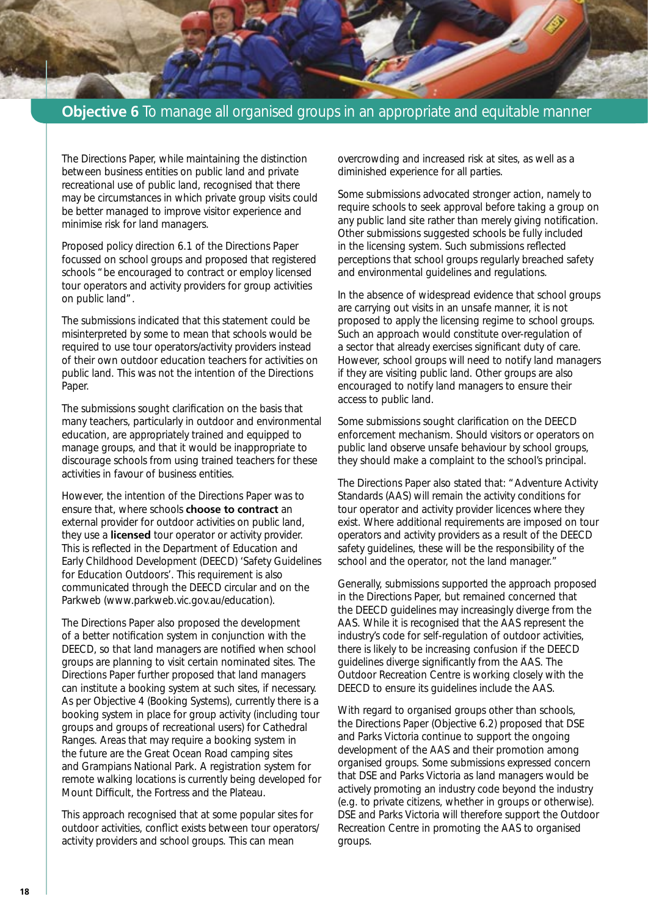## **Objective 6** To manage all organised groups in an appropriate and equitable manner

The Directions Paper, while maintaining the distinction between business entities on public land and private recreational use of public land, recognised that there may be circumstances in which private group visits could be better managed to improve visitor experience and minimise risk for land managers.

Proposed policy direction 6.1 of the Directions Paper focussed on school groups and proposed that registered schools "be encouraged to contract or employ licensed tour operators and activity providers for group activities on public land".

The submissions indicated that this statement could be misinterpreted by some to mean that schools would be required to use tour operators/activity providers instead of their own outdoor education teachers for activities on public land. This was not the intention of the Directions Paper.

The submissions sought clarification on the basis that many teachers, particularly in outdoor and environmental education, are appropriately trained and equipped to manage groups, and that it would be inappropriate to discourage schools from using trained teachers for these activities in favour of business entities.

However, the intention of the Directions Paper was to ensure that, where schools **choose to contract** an external provider for outdoor activities on public land, they use a **licensed** tour operator or activity provider. This is reflected in the Department of Education and Early Childhood Development (DEECD) 'Safety Guidelines for Education Outdoors'. This requirement is also communicated through the DEECD circular and on the Parkweb (www.parkweb.vic.gov.au/education).

The Directions Paper also proposed the development of a better notification system in conjunction with the DEECD, so that land managers are notified when school groups are planning to visit certain nominated sites. The Directions Paper further proposed that land managers can institute a booking system at such sites, if necessary. As per Objective 4 (Booking Systems), currently there is a booking system in place for group activity (including tour groups and groups of recreational users) for Cathedral Ranges. Areas that may require a booking system in the future are the Great Ocean Road camping sites and Grampians National Park. A registration system for remote walking locations is currently being developed for Mount Difficult, the Fortress and the Plateau.

This approach recognised that at some popular sites for outdoor activities, conflict exists between tour operators/activity providers and school groups. This can mean overcrowding and increased risk at sites, as well as a diminished experience for all parties.

Some submissions advocated stronger action, namely to require schools to seek approval before taking a group on any public land site rather than merely giving notification. Other submissions suggested schools be fully included in the licensing system. Such submissions reflected perceptions that school groups regularly breached safety and environmental guidelines and regulations.

In the absence of widespread evidence that school groups are carrying out visits in an unsafe manner, it is not proposed to apply the licensing regime to school groups. Such an approach would constitute over-regulation of a sector that already exercises significant duty of care. However, school groups will need to notify land managers if they are visiting public land. Other groups are also encouraged to notify land managers to ensure their access to public land.

Some submissions sought clarification on the DEECD enforcement mechanism. Should visitors or operators on public land observe unsafe behaviour by school groups, they should make a complaint to the school's principal.

The Directions Paper also stated that: "Adventure Activity Standards (AAS) will remain the activity conditions for tour operator and activity provider licences where they exist. Where additional requirements are imposed on tour operators and activity providers as a result of the DEECD safety guidelines, these will be the responsibility of the school and the operator, not the land manager."

Generally, submissions supported the approach proposed in the Directions Paper, but remained concerned that the DEECD guidelines may increasingly diverge from the AAS. While it is recognised that the AAS represent the industry's code for self-regulation of outdoor activities, there is likely to be increasing confusion if the DEECD guidelines diverge significantly from the AAS. The Outdoor Recreation Centre is working closely with the DEECD to ensure its guidelines include the AAS.

With regard to organised groups other than schools, the Directions Paper (Objective 6.2) proposed that DSE and Parks Victoria continue to support the ongoing development of the AAS and their promotion among organised groups. Some submissions expressed concern that DSE and Parks Victoria as land managers would be actively promoting an industry code beyond the industry (e.g. to private citizens, whether in groups or otherwise). DSE and Parks Victoria will therefore support the Outdoor Recreation Centre in promoting the AAS to organised groups.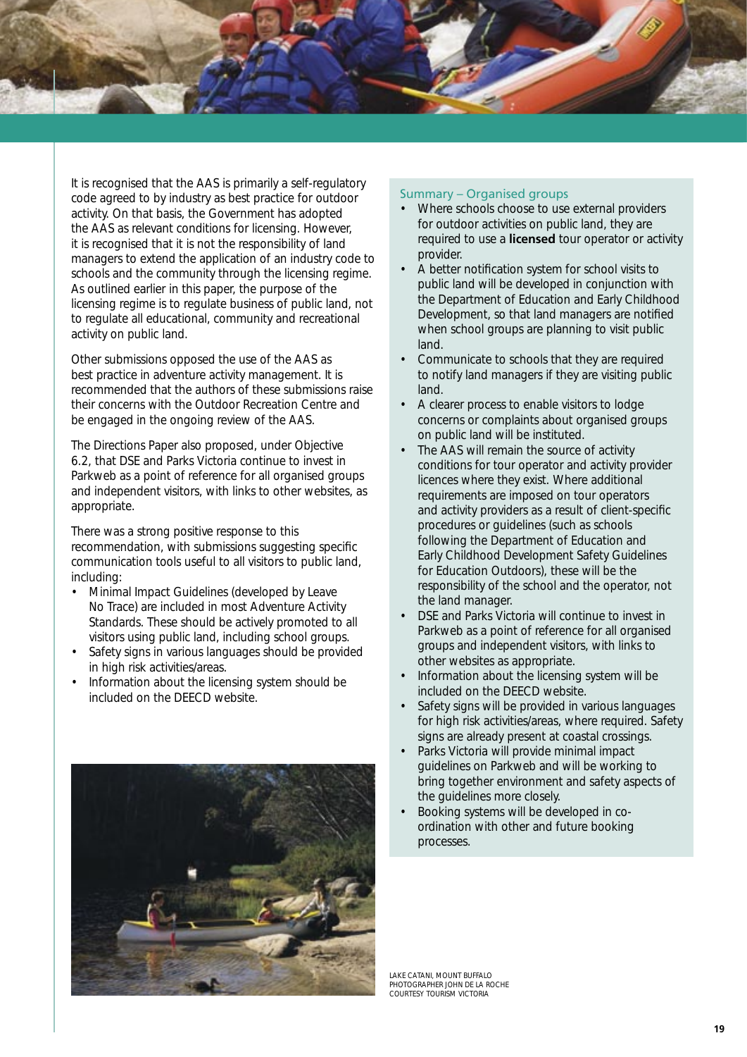It is recognised that the AAS is primarily a self-regulatory code agreed to by industry as best practice for outdoor activity. On that basis, the Government has adopted the AAS as relevant conditions for licensing. However, it is recognised that it is not the responsibility of land managers to extend the application of an industry code to schools and the community through the licensing regime. As outlined earlier in this paper, the purpose of the licensing regime is to regulate business of public land, not to regulate all educational, community and recreational activity on public land.

Other submissions opposed the use of the AAS as best practice in adventure activity management. It is recommended that the authors of these submissions raise their concerns with the Outdoor Recreation Centre and be engaged in the ongoing review of the AAS.

The Directions Paper also proposed, under Objective 6.2, that DSE and Parks Victoria continue to invest in Parkweb as a point of reference for all organised groups and independent visitors, with links to other websites, as appropriate.

There was a strong positive response to this recommendation, with submissions suggesting specific communication tools useful to all visitors to public land, including:

- Minimal Impact Guidelines (developed by Leave No Trace) are included in most Adventure Activity Standards. These should be actively promoted to all visitors using public land, including school groups.
- Safety signs in various languages should be provided in high risk activities/areas.
- Information about the licensing system should be included on the DEECD website.

### Summary – Organised groups

- Where schools choose to use external providers for outdoor activities on public land, they are required to use a **licensed** tour operator or activity provider.
- A better notification system for school visits to public land will be developed in conjunction with the Department of Education and Early Childhood Development, so that land managers are notified when school groups are planning to visit public land.
- Communicate to schools that they are required to notify land managers if they are visiting public land.
- A clearer process to enable visitors to lodge concerns or complaints about organised groups on public land will be instituted.
- The AAS will remain the source of activity conditions for tour operator and activity provider licences where they exist. Where additional requirements are imposed on tour operators and activity providers as a result of client-specific procedures or guidelines (such as schools following the Department of Education and Early Childhood Development Safety Guidelines for Education Outdoors), these will be the responsibility of the school and the operator, not the land manager.
- DSE and Parks Victoria will continue to invest in Parkweb as a point of reference for all organised groups and independent visitors, with links to other websites as appropriate.
- Information about the licensing system will be included on the DEECD website.
- Safety signs will be provided in various languages for high risk activities/areas, where required. Safety signs are already present at coastal crossings.
- Parks Victoria will provide minimal impact guidelines on Parkweb and will be working to bring together environment and safety aspects of the guidelines more closely.
- Booking systems will be developed in co-ordination with other and future booking processes.

LAKE CATANI, MOUNT BUFFALO
PHOTOGRAPHER JOHN DE LA ROCHE
COURTESY TOURISM VICTORIA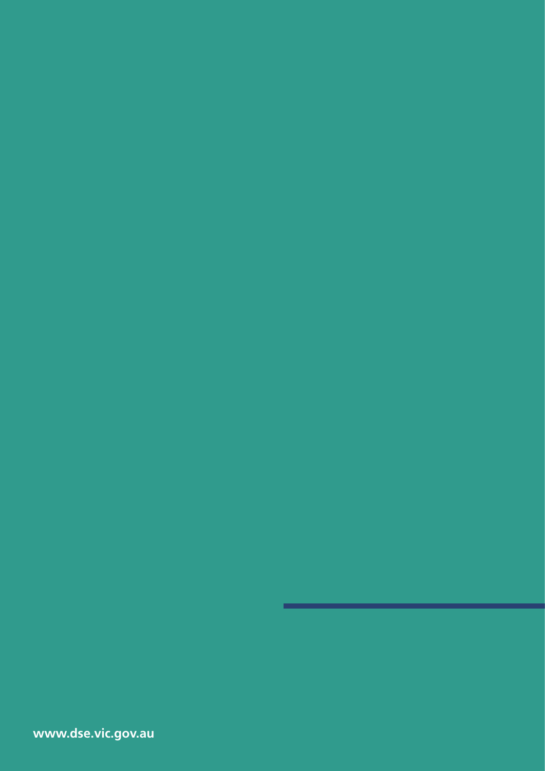**www.dse.vic.gov.au**